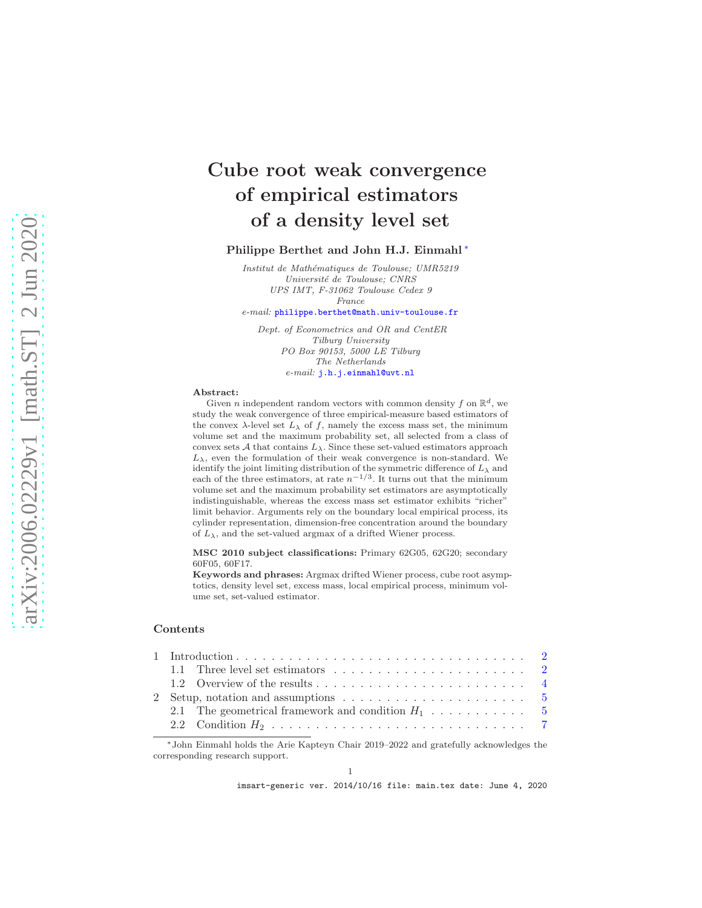# Cube root weak convergence of empirical estimators of a density level set

**Philippe Berthet and John H.J. Einmahl**[*]

*Institut de Mathématiques de Toulouse; UMR5219*
*Université de Toulouse; CNRS*
*UPS IMT, F-31062 Toulouse Cedex 9*
*France*
*e-mail:* philippe.berthet@math.univ-toulouse.fr

*Dept. of Econometrics and OR and CentER*
*Tilburg University*
*PO Box 90153, 5000 LE Tilburg*
*The Netherlands*
*e-mail:* j.h.j.einmahl@uvt.nl

**Abstract:**
Given $n$ independent random vectors with common density $f$ on $\mathbb{R}^d$, we study the weak convergence of three empirical-measure based estimators of the convex $\lambda$-level set $L_\lambda$ of $f$, namely the excess mass set, the minimum volume set and the maximum probability set, all selected from a class of convex sets $\mathcal{A}$ that contains $L_\lambda$. Since these set-valued estimators approach $L_\lambda$, even the formulation of their weak convergence is non-standard. We identify the joint limiting distribution of the symmetric difference of $L_\lambda$ and each of the three estimators, at rate $n^{-1/3}$. It turns out that the minimum volume set and the maximum probability set estimators are asymptotically indistinguishable, whereas the excess mass set estimator exhibits "richer" limit behavior. Arguments rely on the boundary local empirical process, its cylinder representation, dimension-free concentration around the boundary of $L_\lambda$, and the set-valued argmax of a drifted Wiener process.

**MSC 2010 subject classifications:** Primary 62G05, 62G20; secondary 60F05, 60F17.

**Keywords and phrases:** Argmax drifted Wiener process, cube root asymptotics, density level set, excess mass, local empirical process, minimum volume set, set-valued estimator.

## Contents

1 Introduction . . . 2
  1.1 Three level set estimators . . . 2
  1.2 Overview of the results . . . 4
2 Setup, notation and assumptions . . . 5
  2.1 The geometrical framework and condition $H_1$ . . . 5
  2.2 Condition $H_2$ . . . 7

[*]John Einmahl holds the Arie Kapteyn Chair 2019–2022 and gratefully acknowledges the corresponding research support.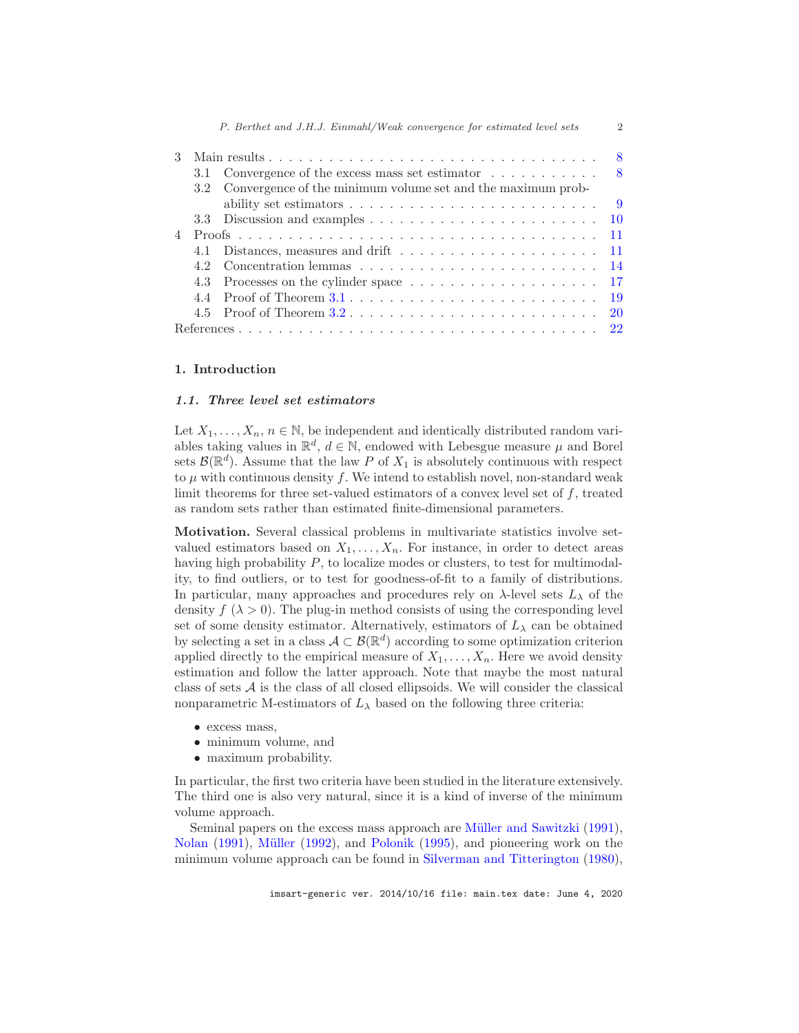3 Main results . . . . . . . . . . . . . . . . . . . . . . . . . . . . . . . . . 8
 3.1 Convergence of the excess mass set estimator . . . . . . . . . . . 8
 3.2 Convergence of the minimum volume set and the maximum probability set estimators . . . . . . . . . . . . . . . . . . . . . . . . . 9
 3.3 Discussion and examples . . . . . . . . . . . . . . . . . . . . . . 10
4 Proofs . . . . . . . . . . . . . . . . . . . . . . . . . . . . . . . . . . . 11
 4.1 Distances, measures and drift . . . . . . . . . . . . . . . . . . . . 11
 4.2 Concentration lemmas . . . . . . . . . . . . . . . . . . . . . . . . 14
 4.3 Processes on the cylinder space . . . . . . . . . . . . . . . . . . . 17
 4.4 Proof of Theorem 3.1 . . . . . . . . . . . . . . . . . . . . . . . . 19
 4.5 Proof of Theorem 3.2 . . . . . . . . . . . . . . . . . . . . . . . . 20
References . . . . . . . . . . . . . . . . . . . . . . . . . . . . . . . . . . 22

## 1. Introduction

### 1.1. Three level set estimators

Let $X_1, \ldots, X_n$, $n \in \mathbb{N}$, be independent and identically distributed random variables taking values in $\mathbb{R}^d$, $d \in \mathbb{N}$, endowed with Lebesgue measure $\mu$ and Borel sets $\mathcal{B}(\mathbb{R}^d)$. Assume that the law $P$ of $X_1$ is absolutely continuous with respect to $\mu$ with continuous density $f$. We intend to establish novel, non-standard weak limit theorems for three set-valued estimators of a convex level set of $f$, treated as random sets rather than estimated finite-dimensional parameters.

**Motivation.** Several classical problems in multivariate statistics involve set-valued estimators based on $X_1, \ldots, X_n$. For instance, in order to detect areas having high probability $P$, to localize modes or clusters, to test for multimodality, to find outliers, or to test for goodness-of-fit to a family of distributions. In particular, many approaches and procedures rely on $\lambda$-level sets $L_\lambda$ of the density $f$ ($\lambda > 0$). The plug-in method consists of using the corresponding level set of some density estimator. Alternatively, estimators of $L_\lambda$ can be obtained by selecting a set in a class $\mathcal{A} \subset \mathcal{B}(\mathbb{R}^d)$ according to some optimization criterion applied directly to the empirical measure of $X_1, \ldots, X_n$. Here we avoid density estimation and follow the latter approach. Note that maybe the most natural class of sets $\mathcal{A}$ is the class of all closed ellipsoids. We will consider the classical nonparametric M-estimators of $L_\lambda$ based on the following three criteria:

- excess mass,
- minimum volume, and
- maximum probability.

In particular, the first two criteria have been studied in the literature extensively. The third one is also very natural, since it is a kind of inverse of the minimum volume approach.

Seminal papers on the excess mass approach are Müller and Sawitzki (1991), Nolan (1991), Müller (1992), and Polonik (1995), and pioneering work on the minimum volume approach can be found in Silverman and Titterington (1980),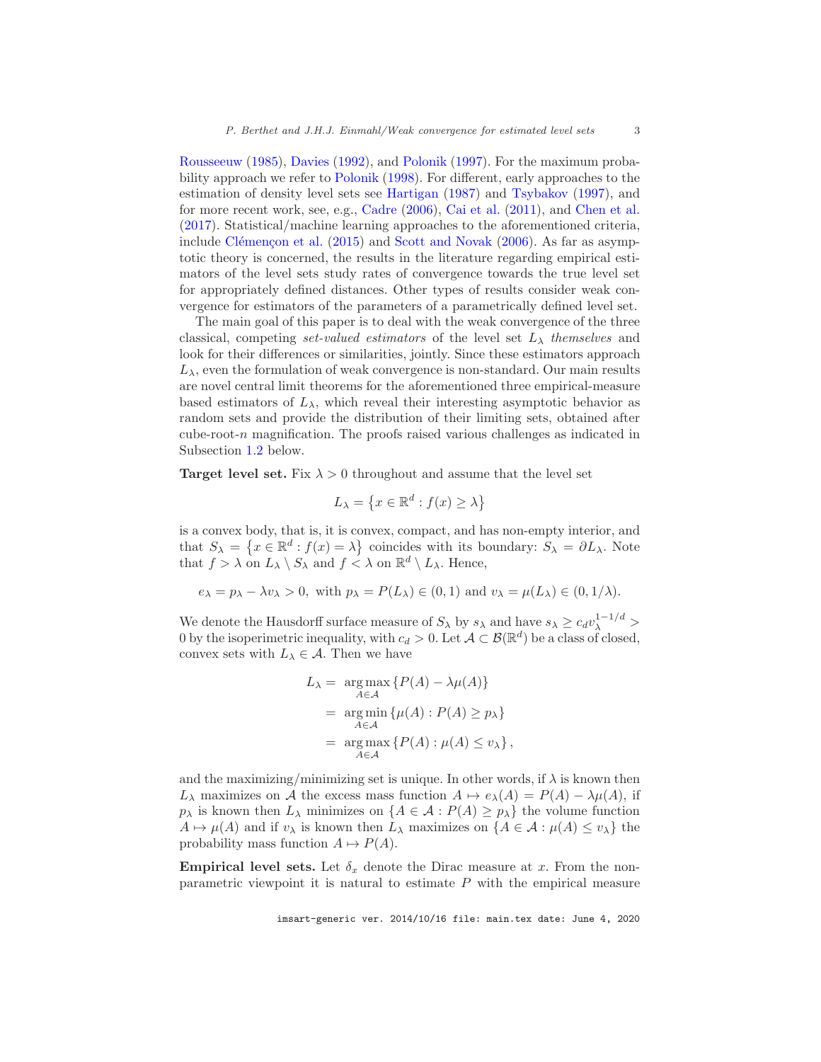Rousseeuw (1985), Davies (1992), and Polonik (1997). For the maximum probability approach we refer to Polonik (1998). For different, early approaches to the estimation of density level sets see Hartigan (1987) and Tsybakov (1997), and for more recent work, see, e.g., Cadre (2006), Cai et al. (2011), and Chen et al. (2017). Statistical/machine learning approaches to the aforementioned criteria, include Clémençon et al. (2015) and Scott and Novak (2006). As far as asymptotic theory is concerned, the results in the literature regarding empirical estimators of the level sets study rates of convergence towards the true level set for appropriately defined distances. Other types of results consider weak convergence for estimators of the parameters of a parametrically defined level set.

The main goal of this paper is to deal with the weak convergence of the three classical, competing *set-valued estimators* of the level set $L_\lambda$ *themselves* and look for their differences or similarities, jointly. Since these estimators approach $L_\lambda$, even the formulation of weak convergence is non-standard. Our main results are novel central limit theorems for the aforementioned three empirical-measure based estimators of $L_\lambda$, which reveal their interesting asymptotic behavior as random sets and provide the distribution of their limiting sets, obtained after cube-root-$n$ magnification. The proofs raised various challenges as indicated in Subsection 1.2 below.

**Target level set.** Fix $\lambda > 0$ throughout and assume that the level set

$$L_\lambda = \left\{x \in \mathbb{R}^d : f(x) \geq \lambda\right\}$$

is a convex body, that is, it is convex, compact, and has non-empty interior, and that $S_\lambda = \left\{x \in \mathbb{R}^d : f(x) = \lambda\right\}$ coincides with its boundary: $S_\lambda = \partial L_\lambda$. Note that $f > \lambda$ on $L_\lambda \setminus S_\lambda$ and $f < \lambda$ on $\mathbb{R}^d \setminus L_\lambda$. Hence,

$$e_\lambda = p_\lambda - \lambda v_\lambda > 0, \text{ with } p_\lambda = P(L_\lambda) \in (0,1) \text{ and } v_\lambda = \mu(L_\lambda) \in (0, 1/\lambda).$$

We denote the Hausdorff surface measure of $S_\lambda$ by $s_\lambda$ and have $s_\lambda \geq c_d v_\lambda^{1-1/d} > 0$ by the isoperimetric inequality, with $c_d > 0$. Let $\mathcal{A} \subset \mathcal{B}(\mathbb{R}^d)$ be a class of closed, convex sets with $L_\lambda \in \mathcal{A}$. Then we have

$$\begin{aligned}
L_\lambda &= \underset{A \in \mathcal{A}}{\arg\max} \left\{P(A) - \lambda \mu(A)\right\} \\
&= \underset{A \in \mathcal{A}}{\arg\min} \left\{\mu(A) : P(A) \geq p_\lambda\right\} \\
&= \underset{A \in \mathcal{A}}{\arg\max} \left\{P(A) : \mu(A) \leq v_\lambda\right\},
\end{aligned}$$

and the maximizing/minimizing set is unique. In other words, if $\lambda$ is known then $L_\lambda$ maximizes on $\mathcal{A}$ the excess mass function $A \mapsto e_\lambda(A) = P(A) - \lambda\mu(A)$, if $p_\lambda$ is known then $L_\lambda$ minimizes on $\{A \in \mathcal{A} : P(A) \geq p_\lambda\}$ the volume function $A \mapsto \mu(A)$ and if $v_\lambda$ is known then $L_\lambda$ maximizes on $\{A \in \mathcal{A} : \mu(A) \leq v_\lambda\}$ the probability mass function $A \mapsto P(A)$.

**Empirical level sets.** Let $\delta_x$ denote the Dirac measure at $x$. From the nonparametric viewpoint it is natural to estimate $P$ with the empirical measure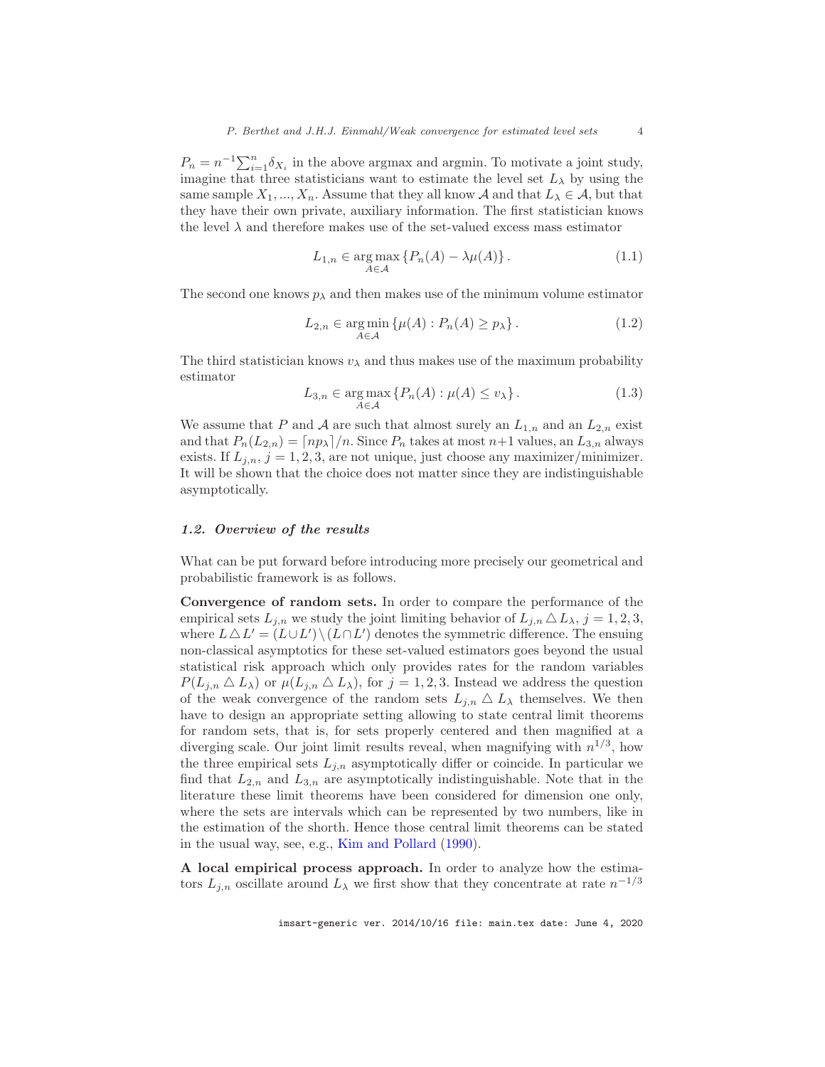$P_n = n^{-1}\sum_{i=1}^n \delta_{X_i}$ in the above argmax and argmin. To motivate a joint study, imagine that three statisticians want to estimate the level set $L_\lambda$ by using the same sample $X_1, ..., X_n$. Assume that they all know $\mathcal{A}$ and that $L_\lambda \in \mathcal{A}$, but that they have their own private, auxiliary information. The first statistician knows the level $\lambda$ and therefore makes use of the set-valued excess mass estimator

$$L_{1,n} \in \underset{A \in \mathcal{A}}{\arg\max} \left\{ P_n(A) - \lambda \mu(A) \right\}. \tag{1.1}$$

The second one knows $p_\lambda$ and then makes use of the minimum volume estimator

$$L_{2,n} \in \underset{A \in \mathcal{A}}{\arg\min} \left\{ \mu(A) : P_n(A) \geq p_\lambda \right\}. \tag{1.2}$$

The third statistician knows $v_\lambda$ and thus makes use of the maximum probability estimator

$$L_{3,n} \in \underset{A \in \mathcal{A}}{\arg\max} \left\{ P_n(A) : \mu(A) \leq v_\lambda \right\}. \tag{1.3}$$

We assume that $P$ and $\mathcal{A}$ are such that almost surely an $L_{1,n}$ and an $L_{2,n}$ exist and that $P_n(L_{2,n}) = \lceil np_\lambda \rceil / n$. Since $P_n$ takes at most $n+1$ values, an $L_{3,n}$ always exists. If $L_{j,n}$, $j = 1, 2, 3$, are not unique, just choose any maximizer/minimizer. It will be shown that the choice does not matter since they are indistinguishable asymptotically.

### 1.2. Overview of the results

What can be put forward before introducing more precisely our geometrical and probabilistic framework is as follows.

**Convergence of random sets.** In order to compare the performance of the empirical sets $L_{j,n}$ we study the joint limiting behavior of $L_{j,n} \triangle L_\lambda$, $j = 1, 2, 3$, where $L \triangle L' = (L \cup L') \setminus (L \cap L')$ denotes the symmetric difference. The ensuing non-classical asymptotics for these set-valued estimators goes beyond the usual statistical risk approach which only provides rates for the random variables $P(L_{j,n} \triangle L_\lambda)$ or $\mu(L_{j,n} \triangle L_\lambda)$, for $j = 1, 2, 3$. Instead we address the question of the weak convergence of the random sets $L_{j,n} \triangle L_\lambda$ themselves. We then have to design an appropriate setting allowing to state central limit theorems for random sets, that is, for sets properly centered and then magnified at a diverging scale. Our joint limit results reveal, when magnifying with $n^{1/3}$, how the three empirical sets $L_{j,n}$ asymptotically differ or coincide. In particular we find that $L_{2,n}$ and $L_{3,n}$ are asymptotically indistinguishable. Note that in the literature these limit theorems have been considered for dimension one only, where the sets are intervals which can be represented by two numbers, like in the estimation of the shorth. Hence those central limit theorems can be stated in the usual way, see, e.g., Kim and Pollard (1990).

**A local empirical process approach.** In order to analyze how the estimators $L_{j,n}$ oscillate around $L_\lambda$ we first show that they concentrate at rate $n^{-1/3}$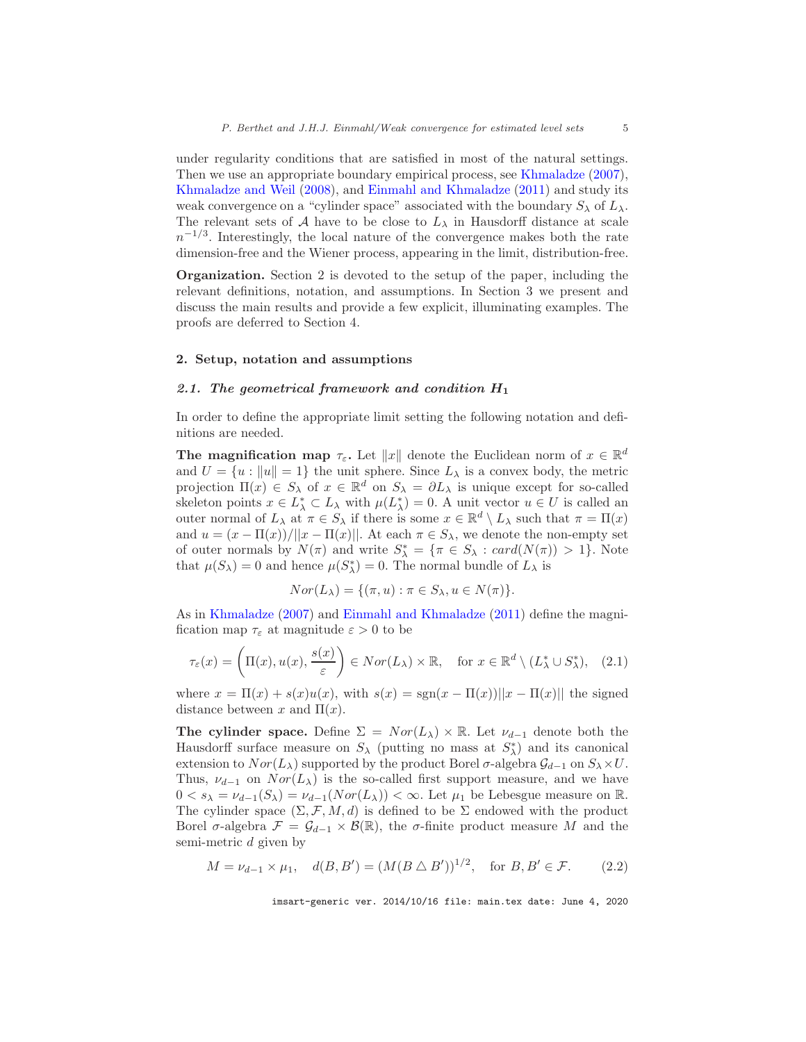under regularity conditions that are satisfied in most of the natural settings. Then we use an appropriate boundary empirical process, see Khmaladze (2007), Khmaladze and Weil (2008), and Einmahl and Khmaladze (2011) and study its weak convergence on a "cylinder space" associated with the boundary $S_\lambda$ of $L_\lambda$. The relevant sets of $\mathcal{A}$ have to be close to $L_\lambda$ in Hausdorff distance at scale $n^{-1/3}$. Interestingly, the local nature of the convergence makes both the rate dimension-free and the Wiener process, appearing in the limit, distribution-free.

**Organization.** Section 2 is devoted to the setup of the paper, including the relevant definitions, notation, and assumptions. In Section 3 we present and discuss the main results and provide a few explicit, illuminating examples. The proofs are deferred to Section 4.

## 2. Setup, notation and assumptions

### *2.1. The geometrical framework and condition $H_1$*

In order to define the appropriate limit setting the following notation and definitions are needed.

**The magnification map $\tau_\varepsilon$.** Let $\|x\|$ denote the Euclidean norm of $x \in \mathbb{R}^d$ and $U = \{u : \|u\| = 1\}$ the unit sphere. Since $L_\lambda$ is a convex body, the metric projection $\Pi(x) \in S_\lambda$ of $x \in \mathbb{R}^d$ on $S_\lambda = \partial L_\lambda$ is unique except for so-called skeleton points $x \in L_\lambda^* \subset L_\lambda$ with $\mu(L_\lambda^*) = 0$. A unit vector $u \in U$ is called an outer normal of $L_\lambda$ at $\pi \in S_\lambda$ if there is some $x \in \mathbb{R}^d \setminus L_\lambda$ such that $\pi = \Pi(x)$ and $u = (x - \Pi(x))/||x - \Pi(x)||$. At each $\pi \in S_\lambda$, we denote the non-empty set of outer normals by $N(\pi)$ and write $S_\lambda^* = \{\pi \in S_\lambda : card(N(\pi)) > 1\}$. Note that $\mu(S_\lambda) = 0$ and hence $\mu(S_\lambda^*) = 0$. The normal bundle of $L_\lambda$ is

$$Nor(L_\lambda) = \{(\pi, u) : \pi \in S_\lambda, u \in N(\pi)\}.$$

As in Khmaladze (2007) and Einmahl and Khmaladze (2011) define the magnification map $\tau_\varepsilon$ at magnitude $\varepsilon > 0$ to be

$$\tau_\varepsilon(x) = \left(\Pi(x), u(x), \frac{s(x)}{\varepsilon}\right) \in Nor(L_\lambda) \times \mathbb{R}, \quad \text{for } x \in \mathbb{R}^d \setminus (L_\lambda^* \cup S_\lambda^*), \quad (2.1)$$

where $x = \Pi(x) + s(x)u(x)$, with $s(x) = \operatorname{sgn}(x - \Pi(x))||x - \Pi(x)||$ the signed distance between $x$ and $\Pi(x)$.

**The cylinder space.** Define $\Sigma = Nor(L_\lambda) \times \mathbb{R}$. Let $\nu_{d-1}$ denote both the Hausdorff surface measure on $S_\lambda$ (putting no mass at $S_\lambda^*$) and its canonical extension to $Nor(L_\lambda)$ supported by the product Borel $\sigma$-algebra $\mathcal{G}_{d-1}$ on $S_\lambda \times U$. Thus, $\nu_{d-1}$ on $Nor(L_\lambda)$ is the so-called first support measure, and we have $0 < s_\lambda = \nu_{d-1}(S_\lambda) = \nu_{d-1}(Nor(L_\lambda)) < \infty$. Let $\mu_1$ be Lebesgue measure on $\mathbb{R}$. The cylinder space $(\Sigma, \mathcal{F}, M, d)$ is defined to be $\Sigma$ endowed with the product Borel $\sigma$-algebra $\mathcal{F} = \mathcal{G}_{d-1} \times \mathcal{B}(\mathbb{R})$, the $\sigma$-finite product measure $M$ and the semi-metric $d$ given by

$$M = \nu_{d-1} \times \mu_1, \quad d(B, B') = (M(B \triangle B'))^{1/2}, \quad \text{for } B, B' \in \mathcal{F}. \qquad (2.2)$$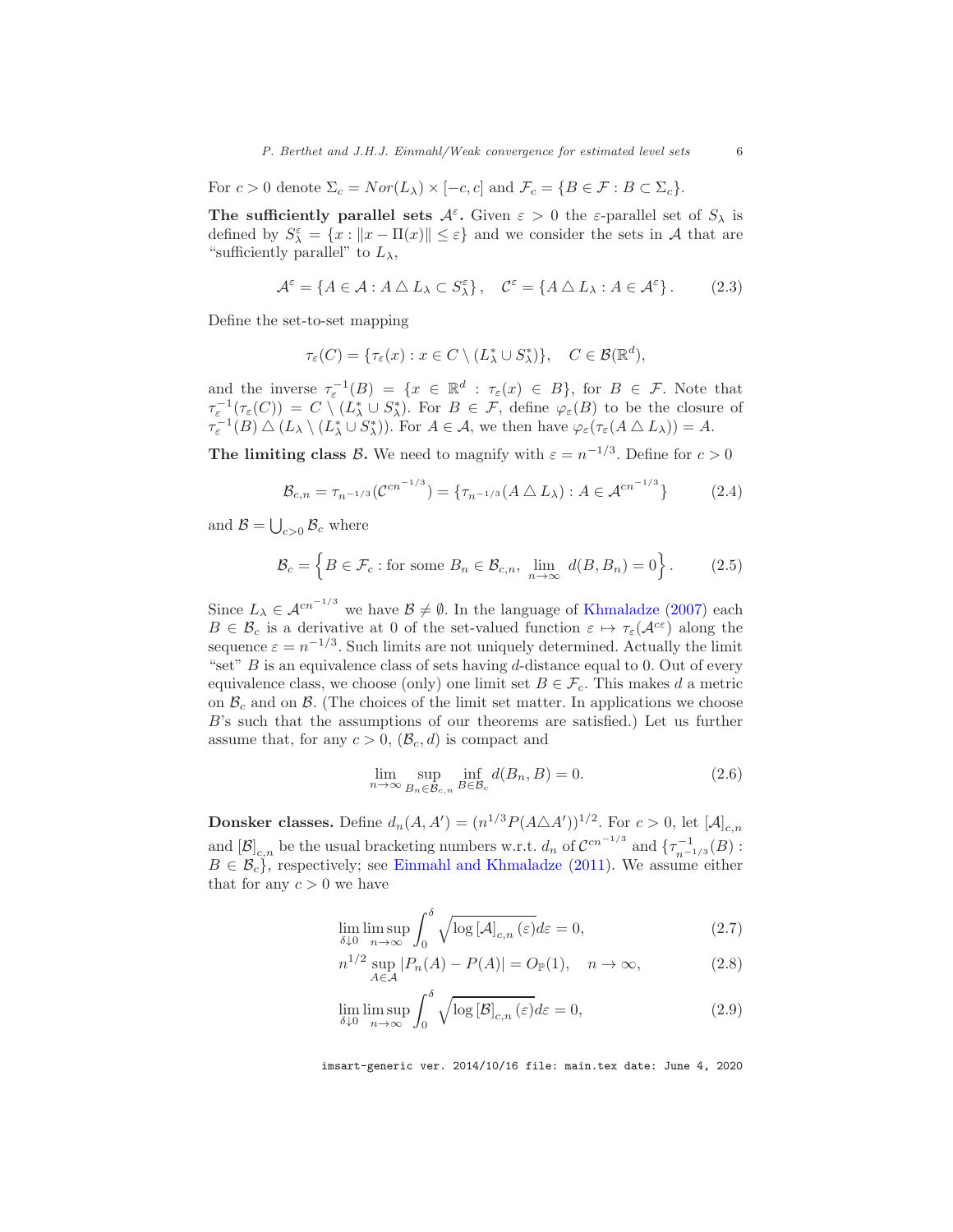For $c > 0$ denote $\Sigma_c = Nor(L_\lambda) \times [-c, c]$ and $\mathcal{F}_c = \{B \in \mathcal{F} : B \subset \Sigma_c\}$.

**The sufficiently parallel sets $\mathcal{A}^\varepsilon$.** Given $\varepsilon > 0$ the $\varepsilon$-parallel set of $S_\lambda$ is defined by $S_\lambda^\varepsilon = \{x : \|x - \Pi(x)\| \leq \varepsilon\}$ and we consider the sets in $\mathcal{A}$ that are "sufficiently parallel" to $L_\lambda$,

$$\mathcal{A}^\varepsilon = \{A \in \mathcal{A} : A \triangle L_\lambda \subset S_\lambda^\varepsilon\}, \quad \mathcal{C}^\varepsilon = \{A \triangle L_\lambda : A \in \mathcal{A}^\varepsilon\}. \tag{2.3}$$

Define the set-to-set mapping

$$\tau_\varepsilon(C) = \{\tau_\varepsilon(x) : x \in C \setminus (L_\lambda^* \cup S_\lambda^*)\}, \quad C \in \mathcal{B}(\mathbb{R}^d),$$

and the inverse $\tau_\varepsilon^{-1}(B) = \{x \in \mathbb{R}^d : \tau_\varepsilon(x) \in B\}$, for $B \in \mathcal{F}$. Note that $\tau_\varepsilon^{-1}(\tau_\varepsilon(C)) = C \setminus (L_\lambda^* \cup S_\lambda^*)$. For $B \in \mathcal{F}$, define $\varphi_\varepsilon(B)$ to be the closure of $\tau_\varepsilon^{-1}(B) \triangle (L_\lambda \setminus (L_\lambda^* \cup S_\lambda^*))$. For $A \in \mathcal{A}$, we then have $\varphi_\varepsilon(\tau_\varepsilon(A \triangle L_\lambda)) = A$.

**The limiting class $\mathcal{B}$.** We need to magnify with $\varepsilon = n^{-1/3}$. Define for $c > 0$

$$\mathcal{B}_{c,n} = \tau_{n^{-1/3}}(\mathcal{C}^{cn^{-1/3}}) = \{\tau_{n^{-1/3}}(A \triangle L_\lambda) : A \in \mathcal{A}^{cn^{-1/3}}\} \tag{2.4}$$

and $\mathcal{B} = \bigcup_{c>0} \mathcal{B}_c$ where

$$\mathcal{B}_c = \left\{B \in \mathcal{F}_c : \text{for some } B_n \in \mathcal{B}_{c,n}, \lim_{n\to\infty} d(B, B_n) = 0\right\}. \tag{2.5}$$

Since $L_\lambda \in \mathcal{A}^{cn^{-1/3}}$ we have $\mathcal{B} \neq \emptyset$. In the language of Khmaladze (2007) each $B \in \mathcal{B}_c$ is a derivative at 0 of the set-valued function $\varepsilon \mapsto \tau_\varepsilon(\mathcal{A}^{c\varepsilon})$ along the sequence $\varepsilon = n^{-1/3}$. Such limits are not uniquely determined. Actually the limit "set" $B$ is an equivalence class of sets having $d$-distance equal to 0. Out of every equivalence class, we choose (only) one limit set $B \in \mathcal{F}_c$. This makes $d$ a metric on $\mathcal{B}_c$ and on $\mathcal{B}$. (The choices of the limit set matter. In applications we choose $B$'s such that the assumptions of our theorems are satisfied.) Let us further assume that, for any $c > 0$, $(\mathcal{B}_c, d)$ is compact and

$$\lim_{n\to\infty} \sup_{B_n \in \mathcal{B}_{c,n}} \inf_{B \in \mathcal{B}_c} d(B_n, B) = 0. \tag{2.6}$$

**Donsker classes.** Define $d_n(A, A') = (n^{1/3} P(A \triangle A'))^{1/2}$. For $c > 0$, let $[\mathcal{A}]_{c,n}$ and $[\mathcal{B}]_{c,n}$ be the usual bracketing numbers w.r.t. $d_n$ of $\mathcal{C}^{cn^{-1/3}}$ and $\{\tau_{n^{-1/3}}^{-1}(B) : B \in \mathcal{B}_c\}$, respectively; see Einmahl and Khmaladze (2011). We assume either that for any $c > 0$ we have

$$\lim_{\delta \downarrow 0} \limsup_{n\to\infty} \int_0^\delta \sqrt{\log [\mathcal{A}]_{c,n}(\varepsilon)} d\varepsilon = 0, \tag{2.7}$$

$$n^{1/2} \sup_{A \in \mathcal{A}} |P_n(A) - P(A)| = O_{\mathbb{P}}(1), \quad n \to \infty, \tag{2.8}$$

$$\lim_{\delta \downarrow 0} \limsup_{n\to\infty} \int_0^\delta \sqrt{\log [\mathcal{B}]_{c,n}(\varepsilon)} d\varepsilon = 0, \tag{2.9}$$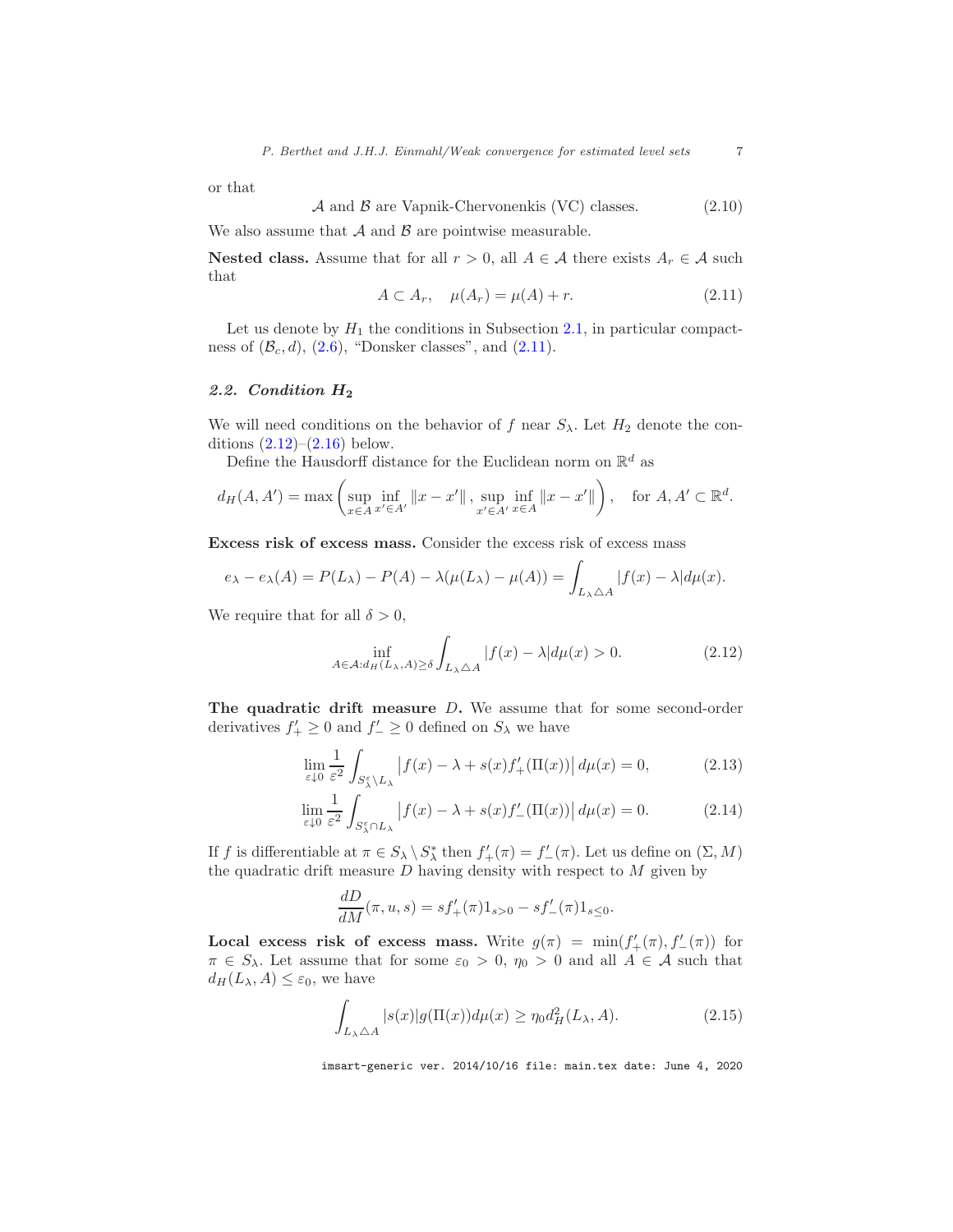or that

$$\mathcal{A} \text{ and } \mathcal{B} \text{ are Vapnik-Chervonenkis (VC) classes.} \tag{2.10}$$

We also assume that $\mathcal{A}$ and $\mathcal{B}$ are pointwise measurable.

**Nested class.** Assume that for all $r > 0$, all $A \in \mathcal{A}$ there exists $A_r \in \mathcal{A}$ such that

$$A \subset A_r, \quad \mu(A_r) = \mu(A) + r. \tag{2.11}$$

Let us denote by $H_1$ the conditions in Subsection 2.1, in particular compactness of $(\mathcal{B}_c, d)$, (2.6), "Donsker classes", and (2.11).

### 2.2. Condition $H_2$

We will need conditions on the behavior of $f$ near $S_\lambda$. Let $H_2$ denote the conditions (2.12)–(2.16) below.

Define the Hausdorff distance for the Euclidean norm on $\mathbb{R}^d$ as

$$d_H(A, A') = \max\left(\sup_{x\in A}\inf_{x'\in A'}\|x - x'\|\,,\ \sup_{x'\in A'}\inf_{x\in A}\|x - x'\|\right), \quad \text{for } A, A' \subset \mathbb{R}^d.$$

**Excess risk of excess mass.** Consider the excess risk of excess mass

$$e_\lambda - e_\lambda(A) = P(L_\lambda) - P(A) - \lambda(\mu(L_\lambda) - \mu(A)) = \int_{L_\lambda \triangle A} |f(x) - \lambda| d\mu(x).$$

We require that for all $\delta > 0$,

$$\inf_{A\in\mathcal{A}: d_H(L_\lambda, A)\geq\delta} \int_{L_\lambda \triangle A} |f(x) - \lambda| d\mu(x) > 0. \tag{2.12}$$

**The quadratic drift measure $D$.** We assume that for some second-order derivatives $f'_+ \geq 0$ and $f'_- \geq 0$ defined on $S_\lambda$ we have

$$\lim_{\varepsilon\downarrow 0}\frac{1}{\varepsilon^2}\int_{S_\lambda^\varepsilon\setminus L_\lambda}\left|f(x) - \lambda + s(x)f'_+(\Pi(x))\right| d\mu(x) = 0, \tag{2.13}$$

$$\lim_{\varepsilon\downarrow 0}\frac{1}{\varepsilon^2}\int_{S_\lambda^\varepsilon\cap L_\lambda}\left|f(x) - \lambda + s(x)f'_-(\Pi(x))\right| d\mu(x) = 0. \tag{2.14}$$

If $f$ is differentiable at $\pi \in S_\lambda \setminus S_\lambda^*$ then $f'_+(\pi) = f'_-(\pi)$. Let us define on $(\Sigma, M)$ the quadratic drift measure $D$ having density with respect to $M$ given by

$$\frac{dD}{dM}(\pi, u, s) = sf'_+(\pi)1_{s>0} - sf'_-(\pi)1_{s\leq 0}.$$

**Local excess risk of excess mass.** Write $g(\pi) = \min(f'_+(\pi), f'_-(\pi))$ for $\pi \in S_\lambda$. Let assume that for some $\varepsilon_0 > 0$, $\eta_0 > 0$ and all $A \in \mathcal{A}$ such that $d_H(L_\lambda, A) \leq \varepsilon_0$, we have

$$\int_{L_\lambda\triangle A} |s(x)| g(\Pi(x)) d\mu(x) \geq \eta_0 d_H^2(L_\lambda, A). \tag{2.15}$$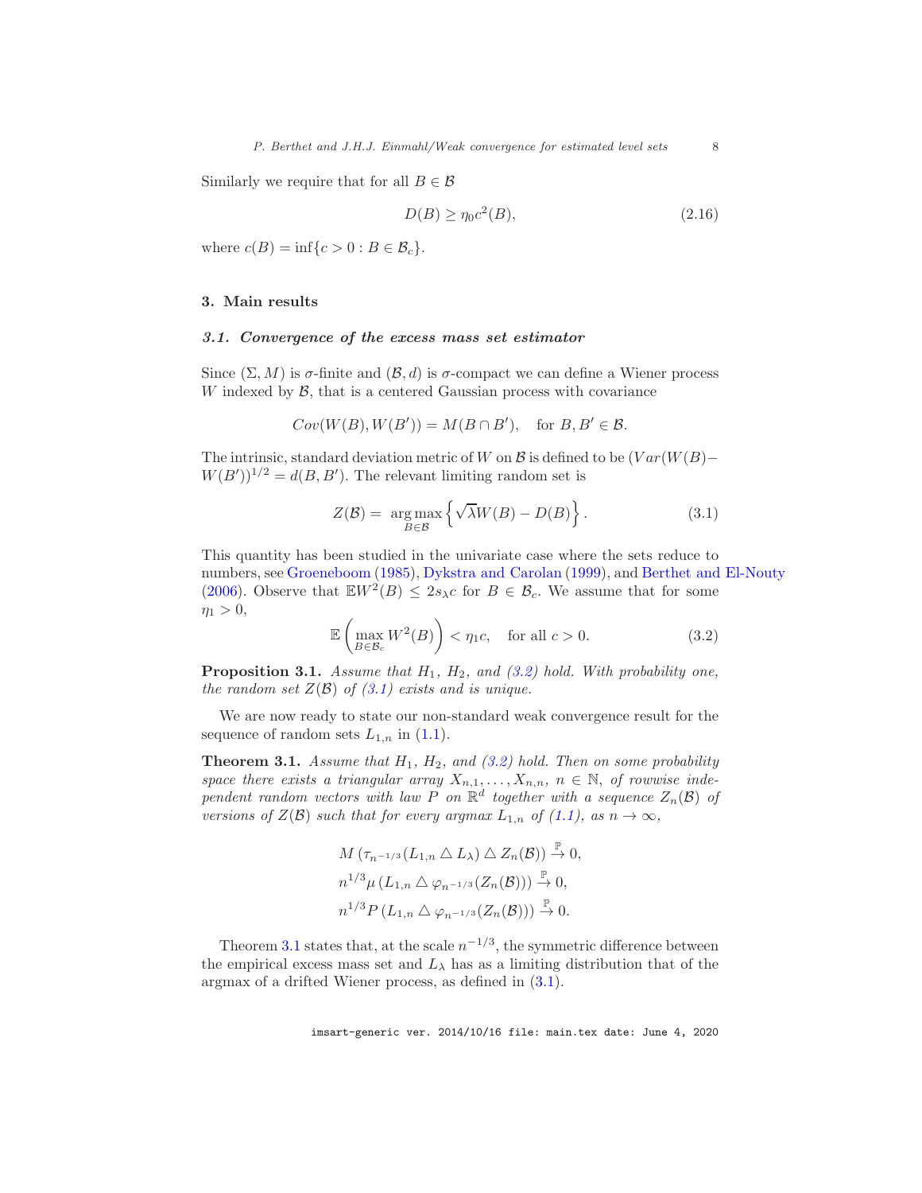Similarly we require that for all $B \in \mathcal{B}$

$$D(B) \geq \eta_0 c^2(B), \tag{2.16}$$

where $c(B) = \inf\{c > 0 : B \in \mathcal{B}_c\}$.

## 3. Main results

### 3.1. Convergence of the excess mass set estimator

Since $(\Sigma, M)$ is $\sigma$-finite and $(\mathcal{B}, d)$ is $\sigma$-compact we can define a Wiener process $W$ indexed by $\mathcal{B}$, that is a centered Gaussian process with covariance

$$Cov(W(B), W(B')) = M(B \cap B'), \quad \text{for } B, B' \in \mathcal{B}.$$

The intrinsic, standard deviation metric of $W$ on $\mathcal{B}$ is defined to be $(Var(W(B) - W(B'))^{1/2} = d(B, B')$. The relevant limiting random set is

$$Z(\mathcal{B}) = \underset{B \in \mathcal{B}}{\arg\max} \left\{ \sqrt{\lambda} W(B) - D(B) \right\}. \tag{3.1}$$

This quantity has been studied in the univariate case where the sets reduce to numbers, see Groeneboom (1985), Dykstra and Carolan (1999), and Berthet and El-Nouty (2006). Observe that $\mathbb{E}W^2(B) \leq 2 s_\lambda c$ for $B \in \mathcal{B}_c$. We assume that for some $\eta_1 > 0$,

$$\mathbb{E}\left( \max_{B \in \mathcal{B}_c} W^2(B) \right) < \eta_1 c, \quad \text{for all } c > 0. \tag{3.2}$$

**Proposition 3.1.** *Assume that $H_1$, $H_2$, and (3.2) hold. With probability one, the random set $Z(\mathcal{B})$ of (3.1) exists and is unique.*

We are now ready to state our non-standard weak convergence result for the sequence of random sets $L_{1,n}$ in (1.1).

**Theorem 3.1.** *Assume that $H_1$, $H_2$, and (3.2) hold. Then on some probability space there exists a triangular array $X_{n,1}, \ldots, X_{n,n}$, $n \in \mathbb{N}$, of rowwise independent random vectors with law $P$ on $\mathbb{R}^d$ together with a sequence $Z_n(\mathcal{B})$ of versions of $Z(\mathcal{B})$ such that for every argmax $L_{1,n}$ of (1.1), as $n \to \infty$,*

$$M\left(\tau_{n^{-1/3}}(L_{1,n} \triangle L_\lambda) \triangle Z_n(\mathcal{B})\right) \xrightarrow{\mathbb{P}} 0,$$
$$n^{1/3} \mu\left(L_{1,n} \triangle \varphi_{n^{-1/3}}(Z_n(\mathcal{B}))\right) \xrightarrow{\mathbb{P}} 0,$$
$$n^{1/3} P\left(L_{1,n} \triangle \varphi_{n^{-1/3}}(Z_n(\mathcal{B}))\right) \xrightarrow{\mathbb{P}} 0.$$

Theorem 3.1 states that, at the scale $n^{-1/3}$, the symmetric difference between the empirical excess mass set and $L_\lambda$ has as a limiting distribution that of the argmax of a drifted Wiener process, as defined in (3.1).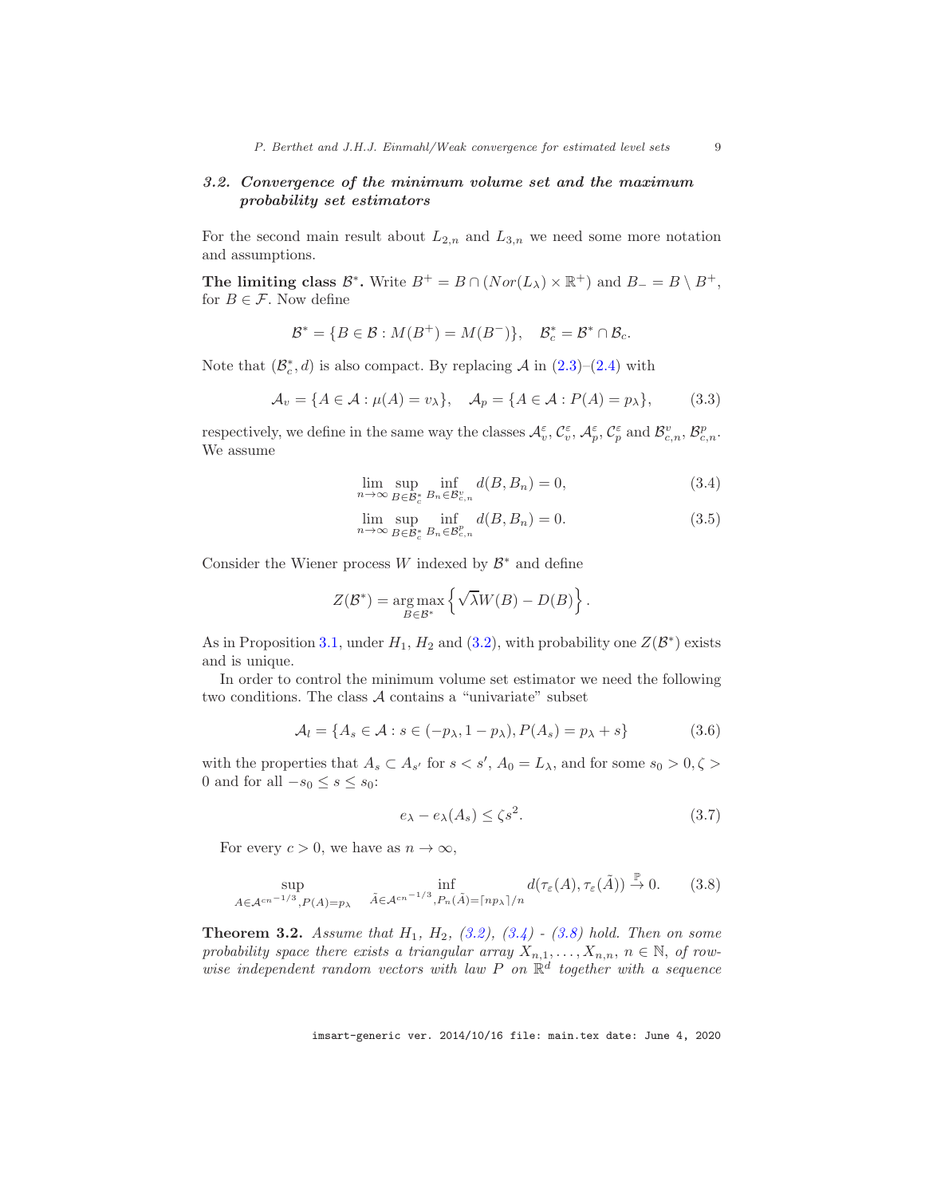### 3.2. Convergence of the minimum volume set and the maximum probability set estimators

For the second main result about $L_{2,n}$ and $L_{3,n}$ we need some more notation and assumptions.

**The limiting class $\mathcal{B}^*$.** Write $B^+ = B \cap (Nor(L_\lambda) \times \mathbb{R}^+)$ and $B_- = B \setminus B^+$, for $B \in \mathcal{F}$. Now define

$$\mathcal{B}^* = \{B \in \mathcal{B} : M(B^+) = M(B^-)\}, \quad \mathcal{B}_c^* = \mathcal{B}^* \cap \mathcal{B}_c.$$

Note that $(\mathcal{B}_c^*, d)$ is also compact. By replacing $\mathcal{A}$ in (2.3)–(2.4) with

$$\mathcal{A}_v = \{A \in \mathcal{A} : \mu(A) = v_\lambda\}, \quad \mathcal{A}_p = \{A \in \mathcal{A} : P(A) = p_\lambda\}, \tag{3.3}$$

respectively, we define in the same way the classes $\mathcal{A}_v^\varepsilon$, $\mathcal{C}_v^\varepsilon$, $\mathcal{A}_p^\varepsilon$, $\mathcal{C}_p^\varepsilon$ and $\mathcal{B}_{c,n}^v$, $\mathcal{B}_{c,n}^p$. We assume

$$\lim_{n\to\infty} \sup_{B \in \mathcal{B}_c^*} \inf_{B_n \in \mathcal{B}_{c,n}^v} d(B, B_n) = 0, \tag{3.4}$$

$$\lim_{n\to\infty} \sup_{B \in \mathcal{B}_c^*} \inf_{B_n \in \mathcal{B}_{c,n}^p} d(B, B_n) = 0. \tag{3.5}$$

Consider the Wiener process $W$ indexed by $\mathcal{B}^*$ and define

$$Z(\mathcal{B}^*) = \underset{B \in \mathcal{B}^*}{\arg\max} \left\{ \sqrt{\lambda} W(B) - D(B) \right\}.$$

As in Proposition 3.1, under $H_1$, $H_2$ and (3.2), with probability one $Z(\mathcal{B}^*)$ exists and is unique.

In order to control the minimum volume set estimator we need the following two conditions. The class $\mathcal{A}$ contains a "univariate" subset

$$\mathcal{A}_l = \{A_s \in \mathcal{A} : s \in (-p_\lambda, 1 - p_\lambda), P(A_s) = p_\lambda + s\} \tag{3.6}$$

with the properties that $A_s \subset A_{s'}$ for $s < s'$, $A_0 = L_\lambda$, and for some $s_0 > 0, \zeta > 0$ and for all $-s_0 \le s \le s_0$:

$$e_\lambda - e_\lambda(A_s) \le \zeta s^2. \tag{3.7}$$

For every $c > 0$, we have as $n \to \infty$,

$$\sup_{A \in \mathcal{A}^{cn^{-1/3}}, P(A) = p_\lambda} \quad \inf_{\tilde{A} \in \mathcal{A}^{cn^{-1/3}}, P_n(\tilde{A}) = \lceil np_\lambda \rceil / n} d(\tau_\varepsilon(A), \tau_\varepsilon(\tilde{A})) \overset{\mathbb{P}}{\to} 0. \tag{3.8}$$

**Theorem 3.2.** *Assume that $H_1$, $H_2$, (3.2), (3.4) - (3.8) hold. Then on some probability space there exists a triangular array $X_{n,1}, \ldots, X_{n,n}$, $n \in \mathbb{N}$, of row-wise independent random vectors with law $P$ on $\mathbb{R}^d$ together with a sequence*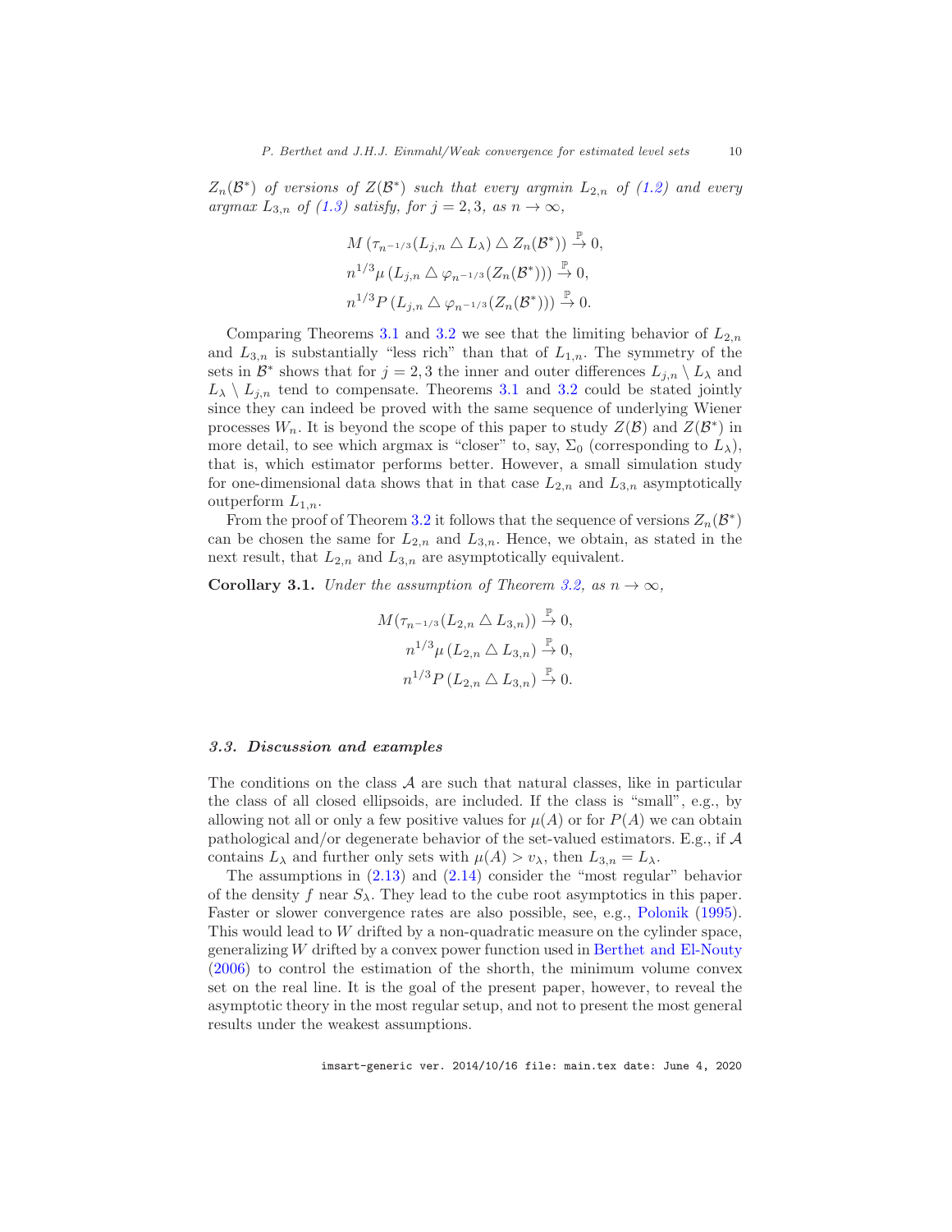*$Z_n(\mathcal{B}^*)$ of versions of $Z(\mathcal{B}^*)$ such that every argmin $L_{2,n}$ of (1.2) and every argmax $L_{3,n}$ of (1.3) satisfy, for $j = 2, 3$, as $n \to \infty$,*

$$M\left(\tau_{n^{-1/3}}(L_{j,n} \triangle L_\lambda) \triangle Z_n(\mathcal{B}^*)\right) \xrightarrow{\mathbb{P}} 0,$$
$$n^{1/3}\mu\left(L_{j,n} \triangle \varphi_{n^{-1/3}}(Z_n(\mathcal{B}^*))\right) \xrightarrow{\mathbb{P}} 0,$$
$$n^{1/3}P\left(L_{j,n} \triangle \varphi_{n^{-1/3}}(Z_n(\mathcal{B}^*))\right) \xrightarrow{\mathbb{P}} 0.$$

Comparing Theorems 3.1 and 3.2 we see that the limiting behavior of $L_{2,n}$ and $L_{3,n}$ is substantially "less rich" than that of $L_{1,n}$. The symmetry of the sets in $\mathcal{B}^*$ shows that for $j = 2, 3$ the inner and outer differences $L_{j,n} \setminus L_\lambda$ and $L_\lambda \setminus L_{j,n}$ tend to compensate. Theorems 3.1 and 3.2 could be stated jointly since they can indeed be proved with the same sequence of underlying Wiener processes $W_n$. It is beyond the scope of this paper to study $Z(\mathcal{B})$ and $Z(\mathcal{B}^*)$ in more detail, to see which argmax is "closer" to, say, $\Sigma_0$ (corresponding to $L_\lambda$), that is, which estimator performs better. However, a small simulation study for one-dimensional data shows that in that case $L_{2,n}$ and $L_{3,n}$ asymptotically outperform $L_{1,n}$.

From the proof of Theorem 3.2 it follows that the sequence of versions $Z_n(\mathcal{B}^*)$ can be chosen the same for $L_{2,n}$ and $L_{3,n}$. Hence, we obtain, as stated in the next result, that $L_{2,n}$ and $L_{3,n}$ are asymptotically equivalent.

**Corollary 3.1.** *Under the assumption of Theorem 3.2, as $n \to \infty$,*

$$M(\tau_{n^{-1/3}}(L_{2,n} \triangle L_{3,n})) \xrightarrow{\mathbb{P}} 0,$$
$$n^{1/3}\mu\left(L_{2,n} \triangle L_{3,n}\right) \xrightarrow{\mathbb{P}} 0,$$
$$n^{1/3}P\left(L_{2,n} \triangle L_{3,n}\right) \xrightarrow{\mathbb{P}} 0.$$

### *3.3. Discussion and examples*

The conditions on the class $\mathcal{A}$ are such that natural classes, like in particular the class of all closed ellipsoids, are included. If the class is "small", e.g., by allowing not all or only a few positive values for $\mu(A)$ or for $P(A)$ we can obtain pathological and/or degenerate behavior of the set-valued estimators. E.g., if $\mathcal{A}$ contains $L_\lambda$ and further only sets with $\mu(A) > v_\lambda$, then $L_{3,n} = L_\lambda$.

The assumptions in (2.13) and (2.14) consider the "most regular" behavior of the density $f$ near $S_\lambda$. They lead to the cube root asymptotics in this paper. Faster or slower convergence rates are also possible, see, e.g., Polonik (1995). This would lead to $W$ drifted by a non-quadratic measure on the cylinder space, generalizing $W$ drifted by a convex power function used in Berthet and El-Nouty (2006) to control the estimation of the shorth, the minimum volume convex set on the real line. It is the goal of the present paper, however, to reveal the asymptotic theory in the most regular setup, and not to present the most general results under the weakest assumptions.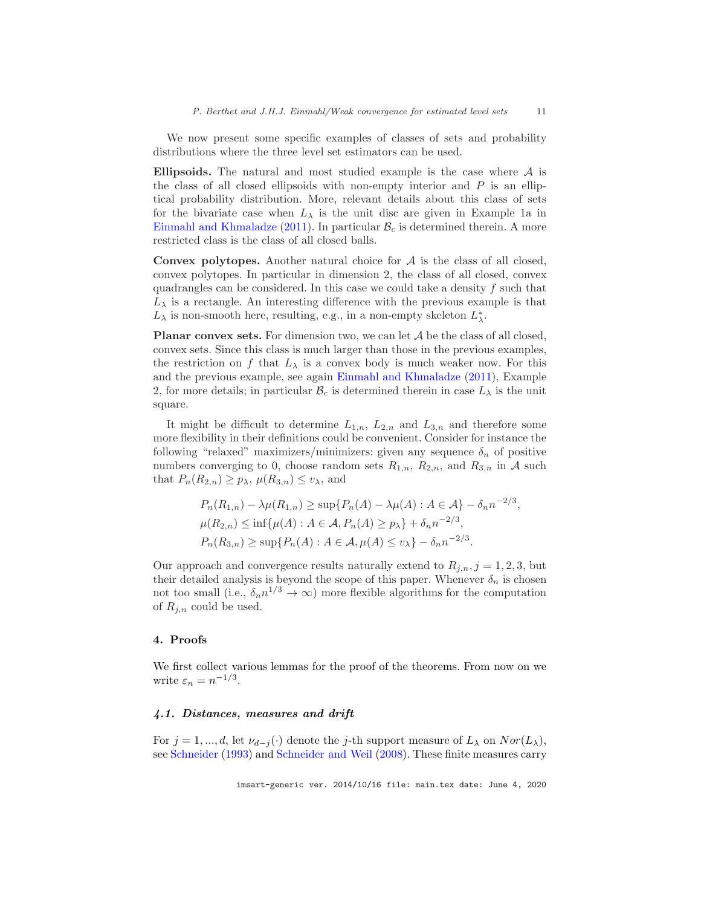We now present some specific examples of classes of sets and probability distributions where the three level set estimators can be used.

**Ellipsoids.** The natural and most studied example is the case where $\mathcal{A}$ is the class of all closed ellipsoids with non-empty interior and $P$ is an elliptical probability distribution. More, relevant details about this class of sets for the bivariate case when $L_\lambda$ is the unit disc are given in Example 1a in Einmahl and Khmaladze (2011). In particular $\mathcal{B}_c$ is determined therein. A more restricted class is the class of all closed balls.

**Convex polytopes.** Another natural choice for $\mathcal{A}$ is the class of all closed, convex polytopes. In particular in dimension 2, the class of all closed, convex quadrangles can be considered. In this case we could take a density $f$ such that $L_\lambda$ is a rectangle. An interesting difference with the previous example is that $L_\lambda$ is non-smooth here, resulting, e.g., in a non-empty skeleton $L_\lambda^*$.

**Planar convex sets.** For dimension two, we can let $\mathcal{A}$ be the class of all closed, convex sets. Since this class is much larger than those in the previous examples, the restriction on $f$ that $L_\lambda$ is a convex body is much weaker now. For this and the previous example, see again Einmahl and Khmaladze (2011), Example 2, for more details; in particular $\mathcal{B}_c$ is determined therein in case $L_\lambda$ is the unit square.

It might be difficult to determine $L_{1,n}$, $L_{2,n}$ and $L_{3,n}$ and therefore some more flexibility in their definitions could be convenient. Consider for instance the following "relaxed" maximizers/minimizers: given any sequence $\delta_n$ of positive numbers converging to 0, choose random sets $R_{1,n}$, $R_{2,n}$, and $R_{3,n}$ in $\mathcal{A}$ such that $P_n(R_{2,n}) \geq p_\lambda$, $\mu(R_{3,n}) \leq v_\lambda$, and

$$
\begin{aligned}
&P_n(R_{1,n}) - \lambda\mu(R_{1,n}) \geq \sup\{P_n(A) - \lambda\mu(A) : A \in \mathcal{A}\} - \delta_n n^{-2/3}, \\
&\mu(R_{2,n}) \leq \inf\{\mu(A) : A \in \mathcal{A}, P_n(A) \geq p_\lambda\} + \delta_n n^{-2/3}, \\
&P_n(R_{3,n}) \geq \sup\{P_n(A) : A \in \mathcal{A}, \mu(A) \leq v_\lambda\} - \delta_n n^{-2/3}.
\end{aligned}
$$

Our approach and convergence results naturally extend to $R_{j,n}, j = 1,2,3$, but their detailed analysis is beyond the scope of this paper. Whenever $\delta_n$ is chosen not too small (i.e., $\delta_n n^{1/3} \to \infty$) more flexible algorithms for the computation of $R_{j,n}$ could be used.

## 4. Proofs

We first collect various lemmas for the proof of the theorems. From now on we write $\varepsilon_n = n^{-1/3}$.

### 4.1. Distances, measures and drift

For $j = 1, ..., d$, let $\nu_{d-j}(\cdot)$ denote the $j$-th support measure of $L_\lambda$ on $Nor(L_\lambda)$, see Schneider (1993) and Schneider and Weil (2008). These finite measures carry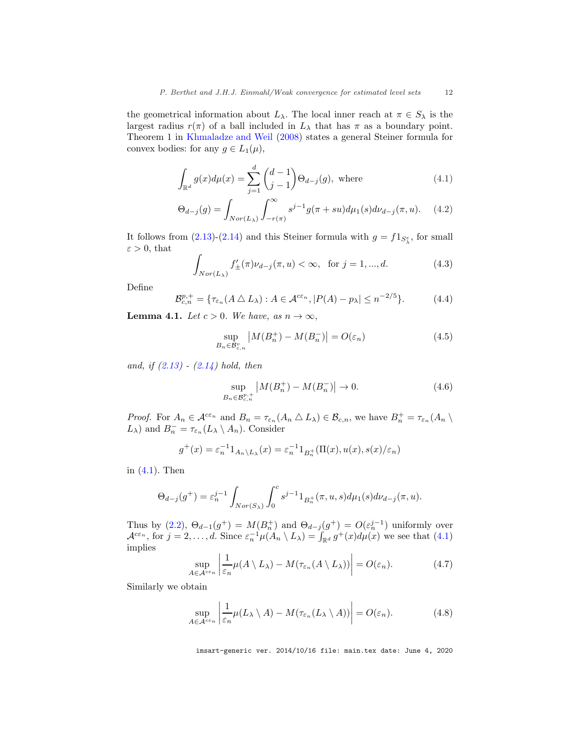the geometrical information about $L_\lambda$. The local inner reach at $\pi \in S_\lambda$ is the largest radius $r(\pi)$ of a ball included in $L_\lambda$ that has $\pi$ as a boundary point. Theorem 1 in Khmaladze and Weil (2008) states a general Steiner formula for convex bodies: for any $g \in L_1(\mu)$,

$$\int_{\mathbb{R}^d} g(x) d\mu(x) = \sum_{j=1}^{d} \binom{d-1}{j-1} \Theta_{d-j}(g), \text{ where} \tag{4.1}$$

$$\Theta_{d-j}(g) = \int_{Nor(L_\lambda)} \int_{-r(\pi)}^{\infty} s^{j-1} g(\pi + su) d\mu_1(s) d\nu_{d-j}(\pi, u). \tag{4.2}$$

It follows from (2.13)-(2.14) and this Steiner formula with $g = f 1_{S_\lambda^\varepsilon}$, for small $\varepsilon > 0$, that

$$\int_{Nor(L_\lambda)} f'_{\pm}(\pi) \nu_{d-j}(\pi, u) < \infty, \quad \text{for } j = 1, ..., d. \tag{4.3}$$

Define

$$\mathcal{B}_{c,n}^{p,+} = \{\tau_{\varepsilon_n}(A \triangle L_\lambda) : A \in \mathcal{A}^{c\varepsilon_n}, |P(A) - p_\lambda| \leq n^{-2/5}\}. \tag{4.4}$$

**Lemma 4.1.** *Let $c > 0$. We have, as $n \to \infty$,*

$$\sup_{B_n \in \mathcal{B}_{c,n}^{v}} \left| M(B_n^+) - M(B_n^-) \right| = O(\varepsilon_n) \tag{4.5}$$

*and, if (2.13) - (2.14) hold, then*

$$\sup_{B_n \in \mathcal{B}_{c,n}^{p,+}} \left| M(B_n^+) - M(B_n^-) \right| \to 0. \tag{4.6}$$

*Proof.* For $A_n \in \mathcal{A}^{c\varepsilon_n}$ and $B_n = \tau_{\varepsilon_n}(A_n \triangle L_\lambda) \in \mathcal{B}_{c,n}$, we have $B_n^+ = \tau_{\varepsilon_n}(A_n \setminus L_\lambda)$ and $B_n^- = \tau_{\varepsilon_n}(L_\lambda \setminus A_n)$. Consider

$$g^+(x) = \varepsilon_n^{-1} 1_{A_n \setminus L_\lambda}(x) = \varepsilon_n^{-1} 1_{B_n^+}(\Pi(x), u(x), s(x)/\varepsilon_n)$$

in (4.1). Then

$$\Theta_{d-j}(g^+) = \varepsilon_n^{j-1} \int_{Nor(S_\lambda)} \int_0^c s^{j-1} 1_{B_n^+}(\pi, u, s) d\mu_1(s) d\nu_{d-j}(\pi, u).$$

Thus by (2.2), $\Theta_{d-1}(g^+) = M(B_n^+)$ and $\Theta_{d-j}(g^+) = O(\varepsilon_n^{j-1})$ uniformly over $\mathcal{A}^{c\varepsilon_n}$, for $j = 2, \ldots, d$. Since $\varepsilon_n^{-1}\mu(A_n \setminus L_\lambda) = \int_{\mathbb{R}^d} g^+(x) d\mu(x)$ we see that (4.1) implies

$$\sup_{A \in \mathcal{A}^{c\varepsilon_n}} \left| \frac{1}{\varepsilon_n} \mu(A \setminus L_\lambda) - M(\tau_{\varepsilon_n}(A \setminus L_\lambda)) \right| = O(\varepsilon_n). \tag{4.7}$$

Similarly we obtain

$$\sup_{A \in \mathcal{A}^{c\varepsilon_n}} \left| \frac{1}{\varepsilon_n} \mu(L_\lambda \setminus A) - M(\tau_{\varepsilon_n}(L_\lambda \setminus A)) \right| = O(\varepsilon_n). \tag{4.8}$$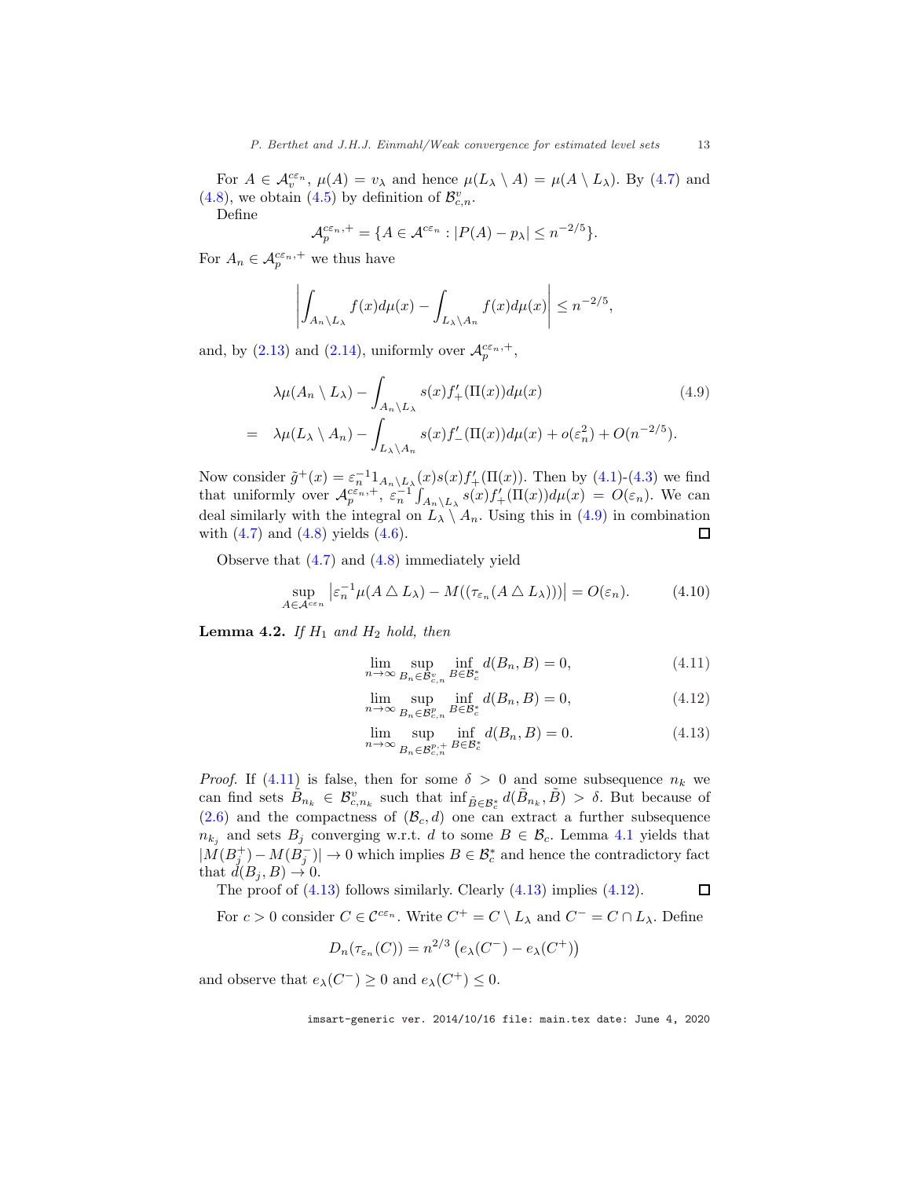For $A \in \mathcal{A}_v^{c\varepsilon_n}$, $\mu(A) = v_\lambda$ and hence $\mu(L_\lambda \setminus A) = \mu(A \setminus L_\lambda)$. By (4.7) and (4.8), we obtain (4.5) by definition of $\mathcal{B}_{c,n}^v$.

Define

$$\mathcal{A}_p^{c\varepsilon_n,+} = \{A \in \mathcal{A}^{c\varepsilon_n} : |P(A) - p_\lambda| \le n^{-2/5}\}.$$

For $A_n \in \mathcal{A}_p^{c\varepsilon_n,+}$ we thus have

$$\left| \int_{A_n \setminus L_\lambda} f(x) d\mu(x) - \int_{L_\lambda \setminus A_n} f(x) d\mu(x) \right| \le n^{-2/5},$$

and, by (2.13) and (2.14), uniformly over $\mathcal{A}_p^{c\varepsilon_n,+}$,

$$\begin{aligned}
& \lambda \mu(A_n \setminus L_\lambda) - \int_{A_n \setminus L_\lambda} s(x) f'_+(\Pi(x)) d\mu(x) \qquad\qquad (4.9) \\
= \quad & \lambda \mu(L_\lambda \setminus A_n) - \int_{L_\lambda \setminus A_n} s(x) f'_-(\Pi(x)) d\mu(x) + o(\varepsilon_n^2) + O(n^{-2/5}).
\end{aligned}$$

Now consider $\tilde{g}^+(x) = \varepsilon_n^{-1} 1_{A_n \setminus L_\lambda}(x) s(x) f'_+(\Pi(x))$. Then by (4.1)-(4.3) we find that uniformly over $\mathcal{A}_p^{c\varepsilon_n,+}$, $\varepsilon_n^{-1} \int_{A_n \setminus L_\lambda} s(x) f'_+(\Pi(x)) d\mu(x) = O(\varepsilon_n)$. We can deal similarly with the integral on $L_\lambda \setminus A_n$. Using this in (4.9) in combination with (4.7) and (4.8) yields (4.6). ☐

Observe that (4.7) and (4.8) immediately yield

$$\sup_{A \in \mathcal{A}^{c\varepsilon_n}} \left| \varepsilon_n^{-1} \mu(A \triangle L_\lambda) - M((\tau_{\varepsilon_n}(A \triangle L_\lambda))) \right| = O(\varepsilon_n). \qquad (4.10)$$

**Lemma 4.2.** *If $H_1$ and $H_2$ hold, then*

$$\lim_{n\to\infty} \sup_{B_n \in \mathcal{B}_{c,n}^v} \inf_{B \in \mathcal{B}_c^*} d(B_n, B) = 0, \qquad (4.11)$$

$$\lim_{n\to\infty} \sup_{B_n \in \mathcal{B}_{c,n}^p} \inf_{B \in \mathcal{B}_c^*} d(B_n, B) = 0, \qquad (4.12)$$

$$\lim_{n\to\infty} \sup_{B_n \in \mathcal{B}_{c,n}^{p,+}} \inf_{B \in \mathcal{B}_c^*} d(B_n, B) = 0. \qquad (4.13)$$

*Proof.* If (4.11) is false, then for some $\delta > 0$ and some subsequence $n_k$ we can find sets $\tilde{B}_{n_k} \in \mathcal{B}_{c,n_k}^v$ such that $\inf_{\tilde{B} \in \mathcal{B}_c^*} d(\tilde{B}_{n_k}, \tilde{B}) > \delta$. But because of (2.6) and the compactness of $(\mathcal{B}_c, d)$ one can extract a further subsequence $n_{k_j}$ and sets $B_j$ converging w.r.t. $d$ to some $B \in \mathcal{B}_c$. Lemma 4.1 yields that $|M(B_j^+) - M(B_j^-)| \to 0$ which implies $B \in \mathcal{B}_c^*$ and hence the contradictory fact that $d(B_j, B) \to 0$.

The proof of (4.13) follows similarly. Clearly (4.13) implies (4.12). ☐

For $c > 0$ consider $C \in \mathcal{C}^{c\varepsilon_n}$. Write $C^+ = C \setminus L_\lambda$ and $C^- = C \cap L_\lambda$. Define

$$D_n(\tau_{\varepsilon_n}(C)) = n^{2/3} \left( e_\lambda(C^-) - e_\lambda(C^+) \right)$$

and observe that $e_\lambda(C^-) \ge 0$ and $e_\lambda(C^+) \le 0$.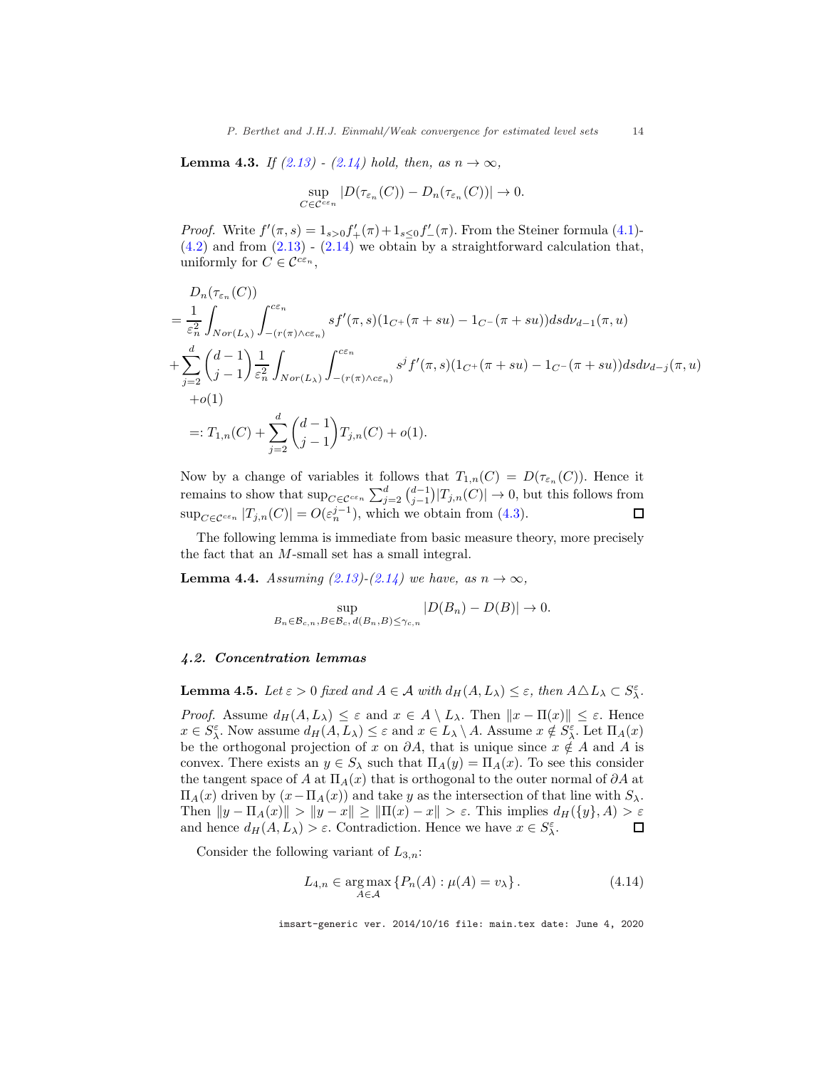**Lemma 4.3.** *If (2.13) - (2.14) hold, then, as $n \to \infty$,*

$$\sup_{C \in \mathcal{C}^{c\varepsilon_n}} |D(\tau_{\varepsilon_n}(C)) - D_n(\tau_{\varepsilon_n}(C))| \to 0.$$

*Proof.* Write $f'(\pi, s) = 1_{s>0} f'_+(\pi) + 1_{s \leq 0} f'_-(\pi)$. From the Steiner formula (4.1)-(4.2) and from (2.13) - (2.14) we obtain by a straightforward calculation that, uniformly for $C \in \mathcal{C}^{c\varepsilon_n}$,

$$
\begin{aligned}
& D_n(\tau_{\varepsilon_n}(C)) \\
= & \frac{1}{\varepsilon_n^2} \int_{Nor(L_\lambda)} \int_{-(r(\pi) \wedge c\varepsilon_n)}^{c\varepsilon_n} s f'(\pi, s)(1_{C^+}(\pi + su) - 1_{C^-}(\pi + su)) ds d\nu_{d-1}(\pi, u) \\
+ & \sum_{j=2}^{d} \binom{d-1}{j-1} \frac{1}{\varepsilon_n^2} \int_{Nor(L_\lambda)} \int_{-(r(\pi) \wedge c\varepsilon_n)}^{c\varepsilon_n} s^j f'(\pi, s)(1_{C^+}(\pi + su) - 1_{C^-}(\pi + su)) ds d\nu_{d-j}(\pi, u) \\
& + o(1) \\
& =: T_{1,n}(C) + \sum_{j=2}^{d} \binom{d-1}{j-1} T_{j,n}(C) + o(1).
\end{aligned}
$$

Now by a change of variables it follows that $T_{1,n}(C) = D(\tau_{\varepsilon_n}(C))$. Hence it remains to show that $\sup_{C \in \mathcal{C}^{c\varepsilon_n}} \sum_{j=2}^{d} \binom{d-1}{j-1} |T_{j,n}(C)| \to 0$, but this follows from $\sup_{C \in \mathcal{C}^{c\varepsilon_n}} |T_{j,n}(C)| = O(\varepsilon_n^{j-1})$, which we obtain from (4.3). □

The following lemma is immediate from basic measure theory, more precisely the fact that an $M$-small set has a small integral.

**Lemma 4.4.** *Assuming (2.13)-(2.14) we have, as $n \to \infty$,*

$$\sup_{B_n \in \mathcal{B}_{c,n}, B \in \mathcal{B}_c, d(B_n, B) \leq \gamma_{c,n}} |D(B_n) - D(B)| \to 0.$$

### *4.2. Concentration lemmas*

**Lemma 4.5.** *Let $\varepsilon > 0$ fixed and $A \in \mathcal{A}$ with $d_H(A, L_\lambda) \leq \varepsilon$, then $A \triangle L_\lambda \subset S_\lambda^\varepsilon$.*

*Proof.* Assume $d_H(A, L_\lambda) \leq \varepsilon$ and $x \in A \setminus L_\lambda$. Then $\|x - \Pi(x)\| \leq \varepsilon$. Hence $x \in S_\lambda^\varepsilon$. Now assume $d_H(A, L_\lambda) \leq \varepsilon$ and $x \in L_\lambda \setminus A$. Assume $x \notin S_\lambda^\varepsilon$. Let $\Pi_A(x)$ be the orthogonal projection of $x$ on $\partial A$, that is unique since $x \notin A$ and $A$ is convex. There exists an $y \in S_\lambda$ such that $\Pi_A(y) = \Pi_A(x)$. To see this consider the tangent space of $A$ at $\Pi_A(x)$ that is orthogonal to the outer normal of $\partial A$ at $\Pi_A(x)$ driven by $(x - \Pi_A(x))$ and take $y$ as the intersection of that line with $S_\lambda$. Then $\|y - \Pi_A(x)\| > \|y - x\| \geq \|\Pi(x) - x\| > \varepsilon$. This implies $d_H(\{y\}, A) > \varepsilon$ and hence $d_H(A, L_\lambda) > \varepsilon$. Contradiction. Hence we have $x \in S_\lambda^\varepsilon$. □

Consider the following variant of $L_{3,n}$:

$$L_{4,n} \in \underset{A \in \mathcal{A}}{\arg\max} \{P_n(A) : \mu(A) = v_\lambda\}. \tag{4.14}$$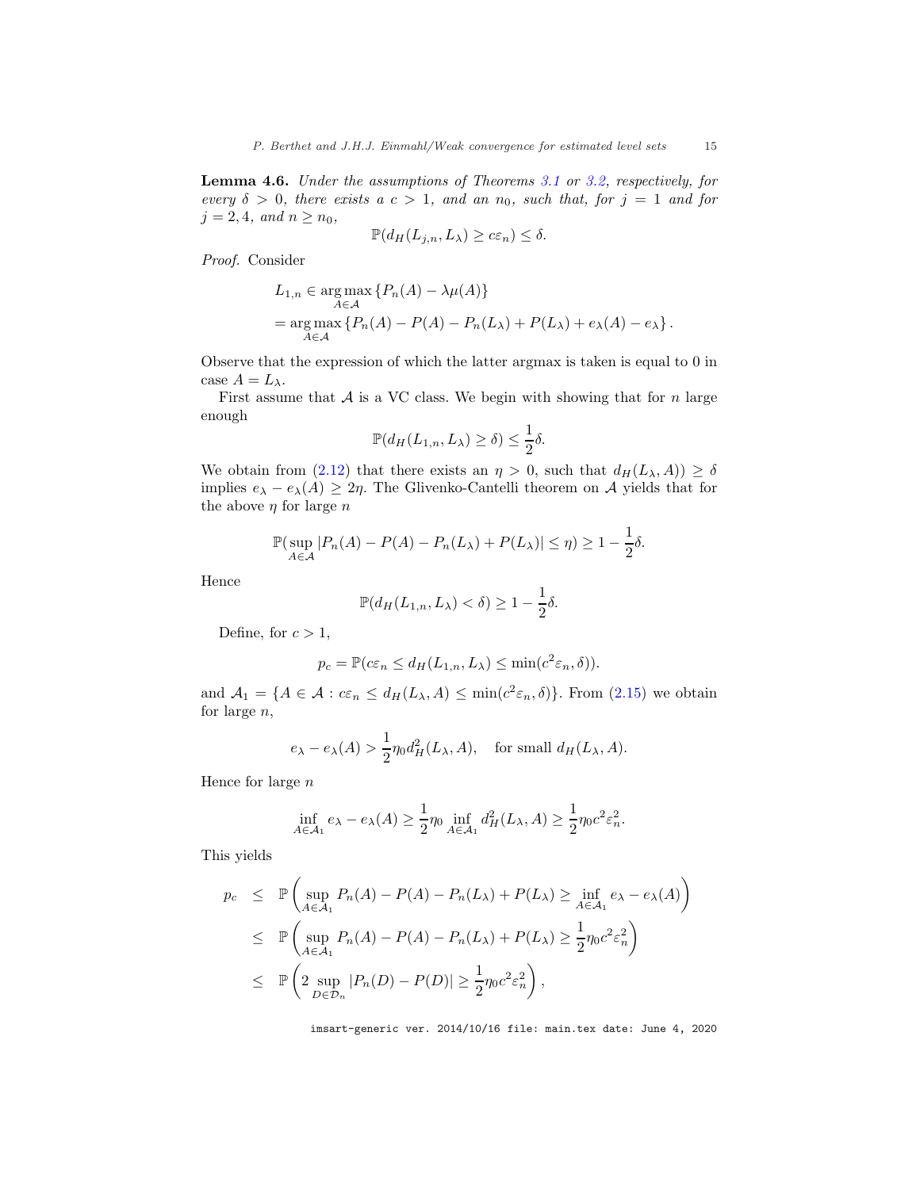**Lemma 4.6.** *Under the assumptions of Theorems 3.1 or 3.2, respectively, for every $\delta > 0$, there exists a $c > 1$, and an $n_0$, such that, for $j = 1$ and for $j = 2, 4$, and $n \geq n_0$,*

$$\mathbb{P}(d_H(L_{j,n}, L_\lambda) \geq c\varepsilon_n) \leq \delta.$$

*Proof.* Consider

$$\begin{aligned} L_{1,n} &\in \underset{A \in \mathcal{A}}{\arg\max} \{P_n(A) - \lambda\mu(A)\} \\ &= \underset{A \in \mathcal{A}}{\arg\max} \{P_n(A) - P(A) - P_n(L_\lambda) + P(L_\lambda) + e_\lambda(A) - e_\lambda\}. \end{aligned}$$

Observe that the expression of which the latter argmax is taken is equal to 0 in case $A = L_\lambda$.

First assume that $\mathcal{A}$ is a VC class. We begin with showing that for $n$ large enough

$$\mathbb{P}(d_H(L_{1,n}, L_\lambda) \geq \delta) \leq \frac{1}{2}\delta.$$

We obtain from (2.12) that there exists an $\eta > 0$, such that $d_H(L_\lambda, A)) \geq \delta$ implies $e_\lambda - e_\lambda(A) \geq 2\eta$. The Glivenko-Cantelli theorem on $\mathcal{A}$ yields that for the above $\eta$ for large $n$

$$\mathbb{P}(\sup_{A \in \mathcal{A}} |P_n(A) - P(A) - P_n(L_\lambda) + P(L_\lambda)| \leq \eta) \geq 1 - \frac{1}{2}\delta.$$

Hence

$$\mathbb{P}(d_H(L_{1,n}, L_\lambda) < \delta) \geq 1 - \frac{1}{2}\delta.$$

Define, for $c > 1$,

$$p_c = \mathbb{P}(c\varepsilon_n \leq d_H(L_{1,n}, L_\lambda) \leq \min(c^2\varepsilon_n, \delta)).$$

and $\mathcal{A}_1 = \{A \in \mathcal{A} : c\varepsilon_n \leq d_H(L_\lambda, A) \leq \min(c^2\varepsilon_n, \delta)\}$. From (2.15) we obtain for large $n$,

$$e_\lambda - e_\lambda(A) > \frac{1}{2}\eta_0 d_H^2(L_\lambda, A), \quad \text{for small } d_H(L_\lambda, A).$$

Hence for large $n$

$$\inf_{A \in \mathcal{A}_1} e_\lambda - e_\lambda(A) \geq \frac{1}{2}\eta_0 \inf_{A \in \mathcal{A}_1} d_H^2(L_\lambda, A) \geq \frac{1}{2}\eta_0 c^2\varepsilon_n^2.$$

This yields

$$\begin{aligned} p_c &\leq \mathbb{P}\left(\sup_{A \in \mathcal{A}_1} P_n(A) - P(A) - P_n(L_\lambda) + P(L_\lambda) \geq \inf_{A \in \mathcal{A}_1} e_\lambda - e_\lambda(A)\right) \\ &\leq \mathbb{P}\left(\sup_{A \in \mathcal{A}_1} P_n(A) - P(A) - P_n(L_\lambda) + P(L_\lambda) \geq \frac{1}{2}\eta_0 c^2\varepsilon_n^2\right) \\ &\leq \mathbb{P}\left(2\sup_{D \in \mathcal{D}_n} |P_n(D) - P(D)| \geq \frac{1}{2}\eta_0 c^2\varepsilon_n^2\right), \end{aligned}$$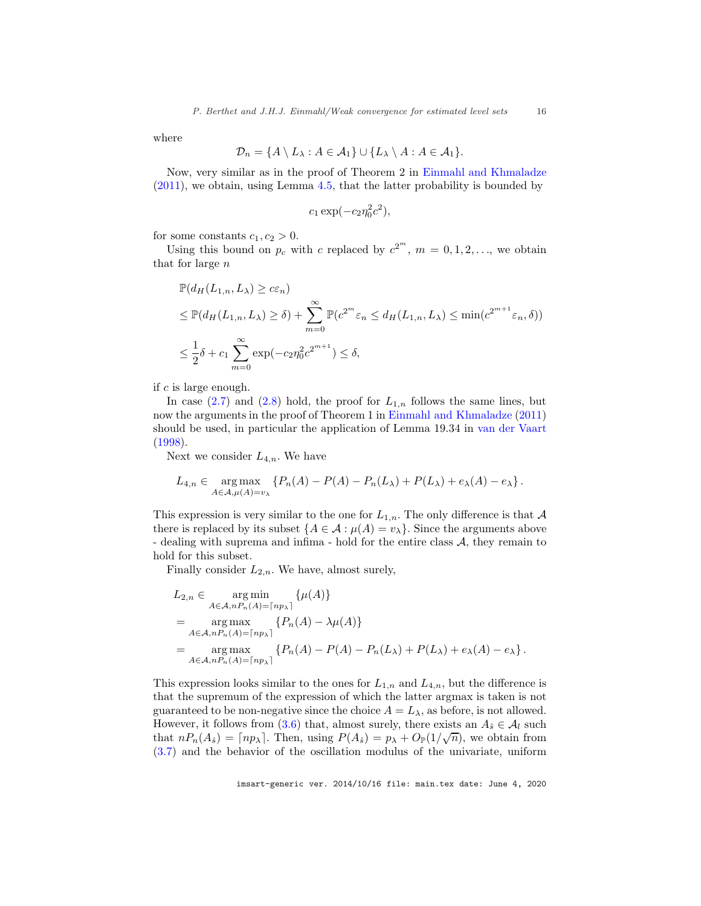where

$$\mathcal{D}_n = \{A \setminus L_\lambda : A \in \mathcal{A}_1\} \cup \{L_\lambda \setminus A : A \in \mathcal{A}_1\}.$$

Now, very similar as in the proof of Theorem 2 in Einmahl and Khmaladze (2011), we obtain, using Lemma 4.5, that the latter probability is bounded by

$$c_1 \exp(-c_2 \eta_0^2 c^2),$$

for some constants $c_1, c_2 > 0$.

Using this bound on $p_c$ with $c$ replaced by $c^{2^m}$, $m = 0, 1, 2, \ldots$, we obtain that for large $n$

$$
\begin{aligned}
&\mathbb{P}(d_H(L_{1,n}, L_\lambda) \geq c\varepsilon_n) \\
&\leq \mathbb{P}(d_H(L_{1,n}, L_\lambda) \geq \delta) + \sum_{m=0}^{\infty} \mathbb{P}(c^{2^m}\varepsilon_n \leq d_H(L_{1,n}, L_\lambda) \leq \min(c^{2^{m+1}}\varepsilon_n, \delta)) \\
&\leq \frac{1}{2}\delta + c_1 \sum_{m=0}^{\infty} \exp(-c_2 \eta_0^2 c^{2^{m+1}}) \leq \delta,
\end{aligned}
$$

if $c$ is large enough.

In case (2.7) and (2.8) hold, the proof for $L_{1,n}$ follows the same lines, but now the arguments in the proof of Theorem 1 in Einmahl and Khmaladze (2011) should be used, in particular the application of Lemma 19.34 in van der Vaart (1998).

Next we consider $L_{4,n}$. We have

$$L_{4,n} \in \underset{A \in \mathcal{A}, \mu(A) = v_\lambda}{\arg\max} \left\{ P_n(A) - P(A) - P_n(L_\lambda) + P(L_\lambda) + e_\lambda(A) - e_\lambda \right\}.$$

This expression is very similar to the one for $L_{1,n}$. The only difference is that $\mathcal{A}$ there is replaced by its subset $\{A \in \mathcal{A} : \mu(A) = v_\lambda\}$. Since the arguments above - dealing with suprema and infima - hold for the entire class $\mathcal{A}$, they remain to hold for this subset.

Finally consider $L_{2,n}$. We have, almost surely,

$$
\begin{aligned}
L_{2,n} &\in \underset{A \in \mathcal{A}, nP_n(A) = \lceil np_\lambda \rceil}{\arg\min} \{\mu(A)\} \\
&= \underset{A \in \mathcal{A}, nP_n(A) = \lceil np_\lambda \rceil}{\arg\max} \{P_n(A) - \lambda\mu(A)\} \\
&= \underset{A \in \mathcal{A}, nP_n(A) = \lceil np_\lambda \rceil}{\arg\max} \left\{ P_n(A) - P(A) - P_n(L_\lambda) + P(L_\lambda) + e_\lambda(A) - e_\lambda \right\}.
\end{aligned}
$$

This expression looks similar to the ones for $L_{1,n}$ and $L_{4,n}$, but the difference is that the supremum of the expression of which the latter argmax is taken is not guaranteed to be non-negative since the choice $A = L_\lambda$, as before, is not allowed. However, it follows from (3.6) that, almost surely, there exists an $A_{\hat{s}} \in \mathcal{A}_l$ such that $nP_n(A_{\hat{s}}) = \lceil np_\lambda \rceil$. Then, using $P(A_{\hat{s}}) = p_\lambda + O_{\mathbb{P}}(1/\sqrt{n})$, we obtain from (3.7) and the behavior of the oscillation modulus of the univariate, uniform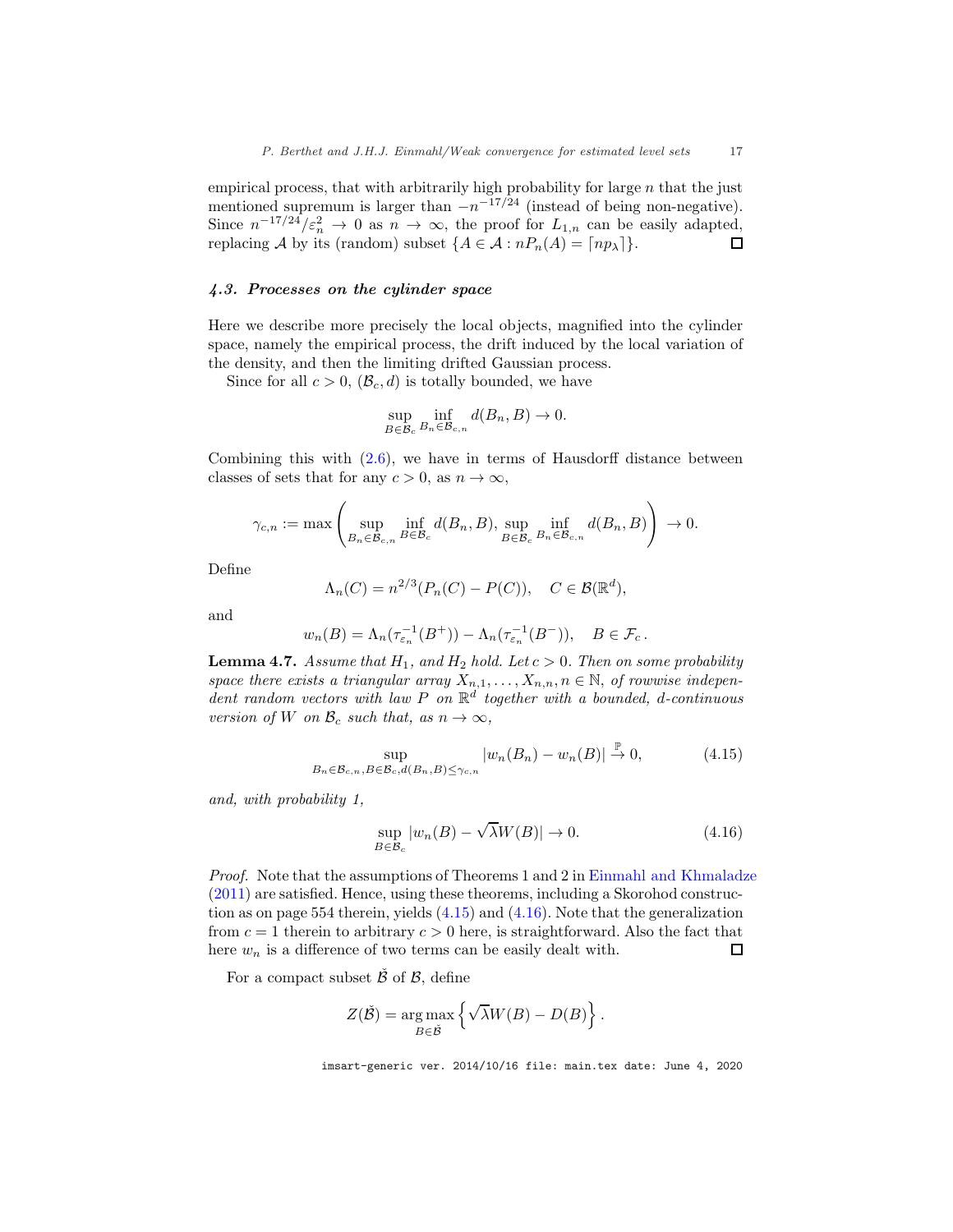empirical process, that with arbitrarily high probability for large $n$ that the just mentioned supremum is larger than $-n^{-17/24}$ (instead of being non-negative). Since $n^{-17/24}/\varepsilon_n^2 \to 0$ as $n \to \infty$, the proof for $L_{1,n}$ can be easily adapted, replacing $\mathcal{A}$ by its (random) subset $\{A \in \mathcal{A} : nP_n(A) = \lceil np_\lambda \rceil\}$. ◻

### 4.3. Processes on the cylinder space

Here we describe more precisely the local objects, magnified into the cylinder space, namely the empirical process, the drift induced by the local variation of the density, and then the limiting drifted Gaussian process.

Since for all $c > 0$, $(\mathcal{B}_c, d)$ is totally bounded, we have

$$\sup_{B \in \mathcal{B}_c} \inf_{B_n \in \mathcal{B}_{c,n}} d(B_n, B) \to 0.$$

Combining this with (2.6), we have in terms of Hausdorff distance between classes of sets that for any $c > 0$, as $n \to \infty$,

$$\gamma_{c,n} := \max\left( \sup_{B_n \in \mathcal{B}_{c,n}} \inf_{B \in \mathcal{B}_c} d(B_n, B), \sup_{B \in \mathcal{B}_c} \inf_{B_n \in \mathcal{B}_{c,n}} d(B_n, B) \right) \to 0.$$

Define

$$\Lambda_n(C) = n^{2/3}(P_n(C) - P(C)), \quad C \in \mathcal{B}(\mathbb{R}^d),$$

and

$$w_n(B) = \Lambda_n(\tau_{\varepsilon_n}^{-1}(B^+)) - \Lambda_n(\tau_{\varepsilon_n}^{-1}(B^-)), \quad B \in \mathcal{F}_c.$$

**Lemma 4.7.** *Assume that $H_1$, and $H_2$ hold. Let $c > 0$. Then on some probability space there exists a triangular array $X_{n,1}, \ldots, X_{n,n}, n \in \mathbb{N}$, of rowwise independent random vectors with law $P$ on $\mathbb{R}^d$ together with a bounded, $d$-continuous version of $W$ on $\mathcal{B}_c$ such that, as $n \to \infty$,*

$$\sup_{B_n \in \mathcal{B}_{c,n}, B \in \mathcal{B}_c, d(B_n, B) \le \gamma_{c,n}} |w_n(B_n) - w_n(B)| \xrightarrow{\mathbb{P}} 0, \tag{4.15}$$

*and, with probability 1,*

$$\sup_{B \in \mathcal{B}_c} |w_n(B) - \sqrt{\lambda} W(B)| \to 0. \tag{4.16}$$

*Proof.* Note that the assumptions of Theorems 1 and 2 in Einmahl and Khmaladze (2011) are satisfied. Hence, using these theorems, including a Skorohod construction as on page 554 therein, yields (4.15) and (4.16). Note that the generalization from $c = 1$ therein to arbitrary $c > 0$ here, is straightforward. Also the fact that here $w_n$ is a difference of two terms can be easily dealt with. ◻

For a compact subset $\check{\mathcal{B}}$ of $\mathcal{B}$, define

$$Z(\check{\mathcal{B}}) = \operatorname*{arg\,max}_{B \in \check{\mathcal{B}}} \left\{ \sqrt{\lambda} W(B) - D(B) \right\}.$$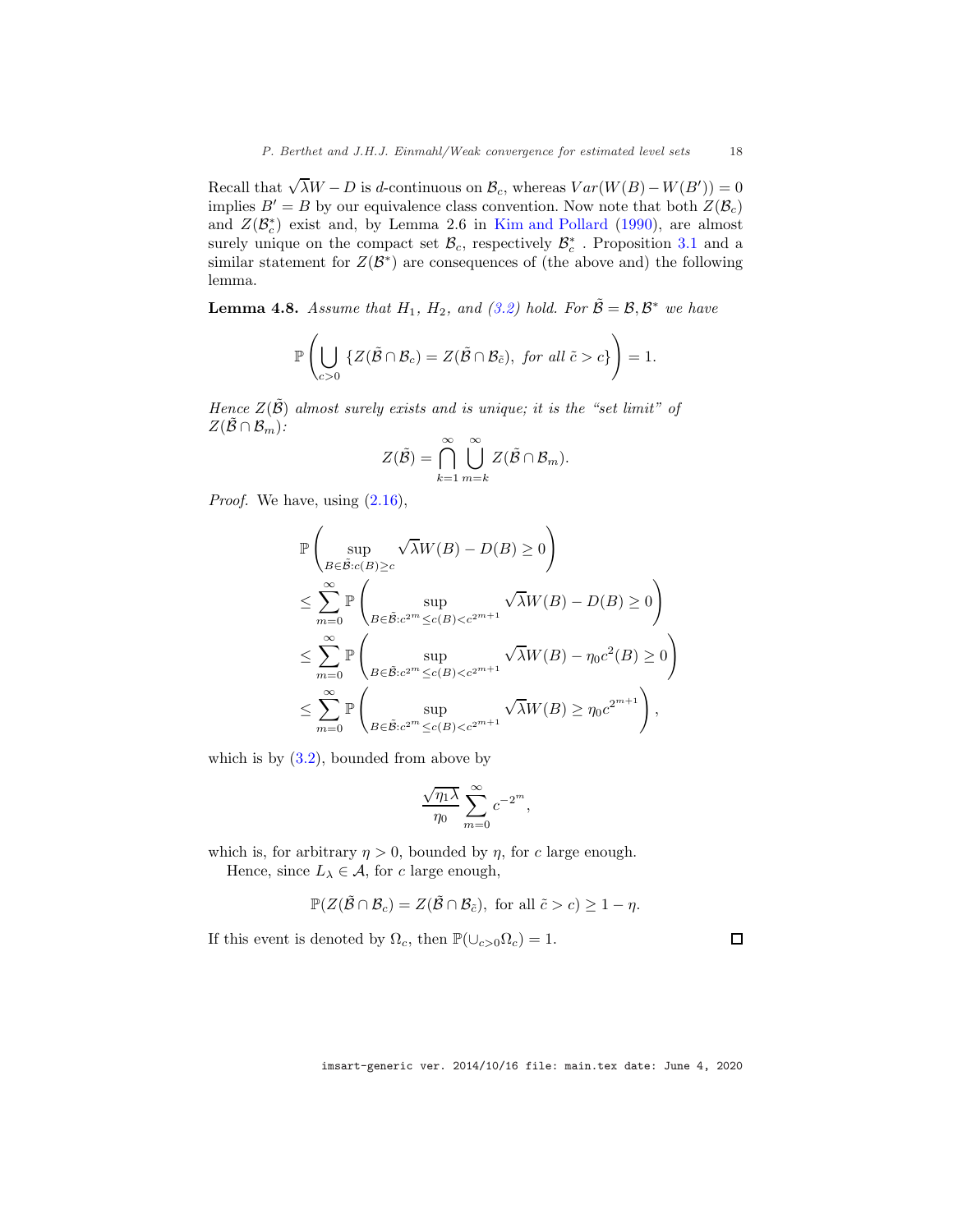Recall that $\sqrt{\lambda}W - D$ is $d$-continuous on $\mathcal{B}_c$, whereas $Var(W(B) - W(B')) = 0$ implies $B' = B$ by our equivalence class convention. Now note that both $Z(\mathcal{B}_c)$ and $Z(\mathcal{B}_c^*)$ exist and, by Lemma 2.6 in Kim and Pollard (1990), are almost surely unique on the compact set $\mathcal{B}_c$, respectively $\mathcal{B}_c^*$. Proposition 3.1 and a similar statement for $Z(\mathcal{B}^*)$ are consequences of (the above and) the following lemma.

**Lemma 4.8.** *Assume that $H_1$, $H_2$, and (3.2) hold. For $\tilde{\mathcal{B}} = \mathcal{B}, \mathcal{B}^*$ we have*

$$\mathbb{P}\left( \bigcup_{c>0} \{Z(\tilde{\mathcal{B}} \cap \mathcal{B}_c) = Z(\tilde{\mathcal{B}} \cap \mathcal{B}_{\tilde{c}}), \text{ for all } \tilde{c} > c\} \right) = 1.$$

*Hence $Z(\tilde{\mathcal{B}})$ almost surely exists and is unique; it is the "set limit" of $Z(\tilde{\mathcal{B}} \cap \mathcal{B}_m)$:*

$$Z(\tilde{\mathcal{B}}) = \bigcap_{k=1}^{\infty} \bigcup_{m=k}^{\infty} Z(\tilde{\mathcal{B}} \cap \mathcal{B}_m).$$

*Proof.* We have, using (2.16),

$$\begin{aligned}
&\mathbb{P}\left( \sup_{B \in \tilde{\mathcal{B}}: c(B) \geq c} \sqrt{\lambda}W(B) - D(B) \geq 0 \right) \\
&\leq \sum_{m=0}^{\infty} \mathbb{P}\left( \sup_{B \in \tilde{\mathcal{B}}: c^{2^m} \leq c(B) < c^{2^{m+1}}} \sqrt{\lambda}W(B) - D(B) \geq 0 \right) \\
&\leq \sum_{m=0}^{\infty} \mathbb{P}\left( \sup_{B \in \tilde{\mathcal{B}}: c^{2^m} \leq c(B) < c^{2^{m+1}}} \sqrt{\lambda}W(B) - \eta_0 c^2(B) \geq 0 \right) \\
&\leq \sum_{m=0}^{\infty} \mathbb{P}\left( \sup_{B \in \tilde{\mathcal{B}}: c^{2^m} \leq c(B) < c^{2^{m+1}}} \sqrt{\lambda}W(B) \geq \eta_0 c^{2^{m+1}} \right),
\end{aligned}$$

which is by (3.2), bounded from above by

$$\frac{\sqrt{\eta_1 \lambda}}{\eta_0} \sum_{m=0}^{\infty} c^{-2^m},$$

which is, for arbitrary $\eta > 0$, bounded by $\eta$, for $c$ large enough.

Hence, since $L_\lambda \in \mathcal{A}$, for $c$ large enough,

$$\mathbb{P}(Z(\tilde{\mathcal{B}} \cap \mathcal{B}_c) = Z(\tilde{\mathcal{B}} \cap \mathcal{B}_{\tilde{c}}), \text{ for all } \tilde{c} > c) \geq 1 - \eta.$$

If this event is denoted by $\Omega_c$, then $\mathbb{P}(\cup_{c>0} \Omega_c) = 1$. ☐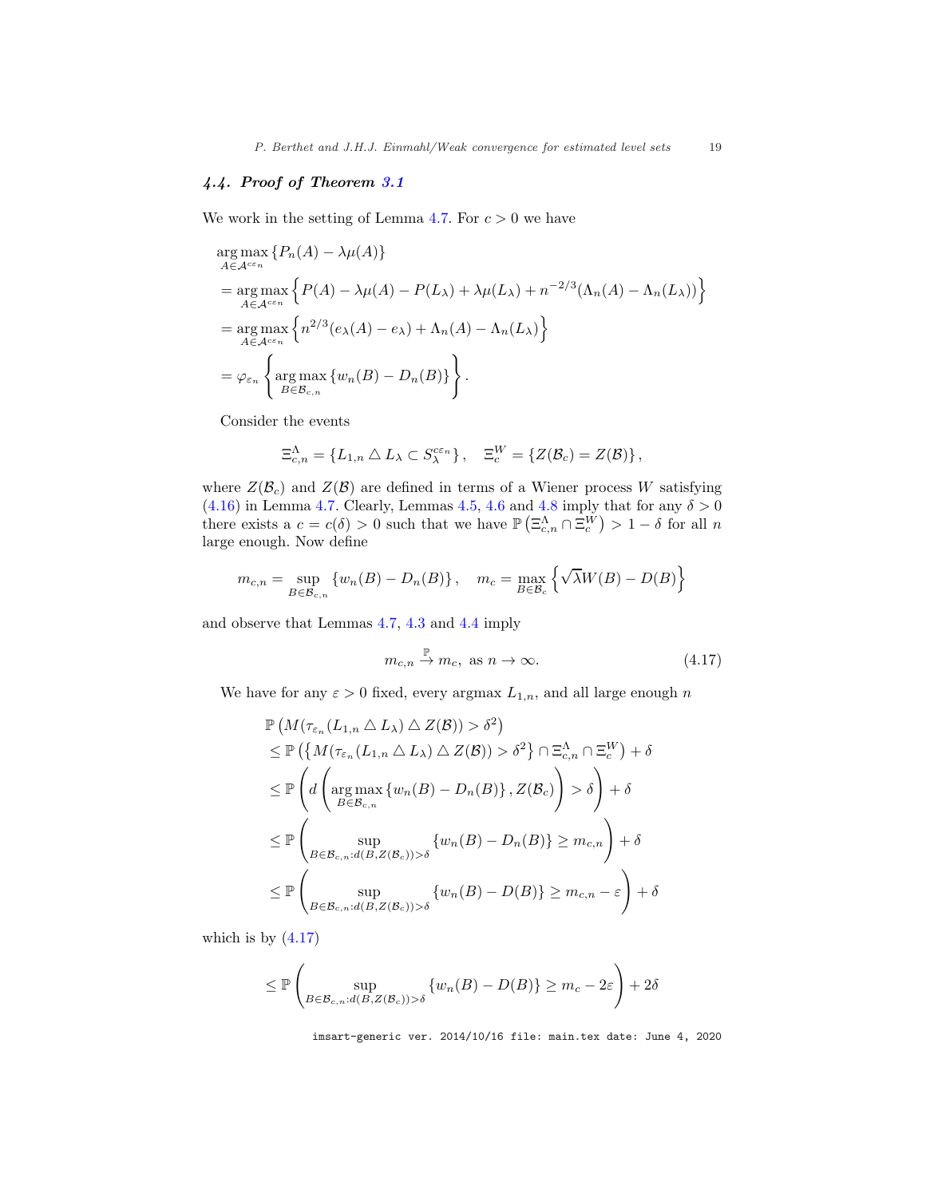### 4.4. *Proof of Theorem 3.1*

We work in the setting of Lemma 4.7. For $c > 0$ we have

$$
\begin{aligned}
&\underset{A \in \mathcal{A}^{c\varepsilon_n}}{\arg\max} \{P_n(A) - \lambda\mu(A)\} \\
&= \underset{A \in \mathcal{A}^{c\varepsilon_n}}{\arg\max} \Big\{ P(A) - \lambda\mu(A) - P(L_\lambda) + \lambda\mu(L_\lambda) + n^{-2/3}(\Lambda_n(A) - \Lambda_n(L_\lambda)) \Big\} \\
&= \underset{A \in \mathcal{A}^{c\varepsilon_n}}{\arg\max} \Big\{ n^{2/3}(e_\lambda(A) - e_\lambda) + \Lambda_n(A) - \Lambda_n(L_\lambda) \Big\} \\
&= \varphi_{\varepsilon_n} \left\{ \underset{B \in \mathcal{B}_{c,n}}{\arg\max} \{w_n(B) - D_n(B)\} \right\}.
\end{aligned}
$$

Consider the events

$$
\Xi^\Lambda_{c,n} = \{ L_{1,n} \triangle L_\lambda \subset S_\lambda^{c\varepsilon_n} \}, \quad \Xi^W_c = \{ Z(\mathcal{B}_c) = Z(\mathcal{B}) \},
$$

where $Z(\mathcal{B}_c)$ and $Z(\mathcal{B})$ are defined in terms of a Wiener process $W$ satisfying (4.16) in Lemma 4.7. Clearly, Lemmas 4.5, 4.6 and 4.8 imply that for any $\delta > 0$ there exists a $c = c(\delta) > 0$ such that we have $\mathbb{P}\left(\Xi^\Lambda_{c,n} \cap \Xi^W_c\right) > 1 - \delta$ for all $n$ large enough. Now define

$$
m_{c,n} = \sup_{B \in \mathcal{B}_{c,n}} \{w_n(B) - D_n(B)\}, \quad m_c = \max_{B \in \mathcal{B}_c} \left\{ \sqrt{\lambda} W(B) - D(B) \right\}
$$

and observe that Lemmas 4.7, 4.3 and 4.4 imply

$$
m_{c,n} \overset{\mathbb{P}}{\to} m_c, \text{ as } n \to \infty. \tag{4.17}
$$

We have for any $\varepsilon > 0$ fixed, every argmax $L_{1,n}$, and all large enough $n$

$$
\begin{aligned}
&\mathbb{P}\left( M(\tau_{\varepsilon_n}(L_{1,n} \triangle L_\lambda) \triangle Z(\mathcal{B})) > \delta^2 \right) \\
&\leq \mathbb{P}\left( \left\{ M(\tau_{\varepsilon_n}(L_{1,n} \triangle L_\lambda) \triangle Z(\mathcal{B})) > \delta^2 \right\} \cap \Xi^\Lambda_{c,n} \cap \Xi^W_c \right) + \delta \\
&\leq \mathbb{P}\left( d\left( \underset{B \in \mathcal{B}_{c,n}}{\arg\max} \{w_n(B) - D_n(B)\}, Z(\mathcal{B}_c) \right) > \delta \right) + \delta \\
&\leq \mathbb{P}\left( \sup_{B \in \mathcal{B}_{c,n} : d(B, Z(\mathcal{B}_c)) > \delta} \{w_n(B) - D_n(B)\} \geq m_{c,n} \right) + \delta \\
&\leq \mathbb{P}\left( \sup_{B \in \mathcal{B}_{c,n} : d(B, Z(\mathcal{B}_c)) > \delta} \{w_n(B) - D(B)\} \geq m_{c,n} - \varepsilon \right) + \delta
\end{aligned}
$$

which is by (4.17)

$$
\leq \mathbb{P}\left( \sup_{B \in \mathcal{B}_{c,n} : d(B, Z(\mathcal{B}_c)) > \delta} \{w_n(B) - D(B)\} \geq m_c - 2\varepsilon \right) + 2\delta
$$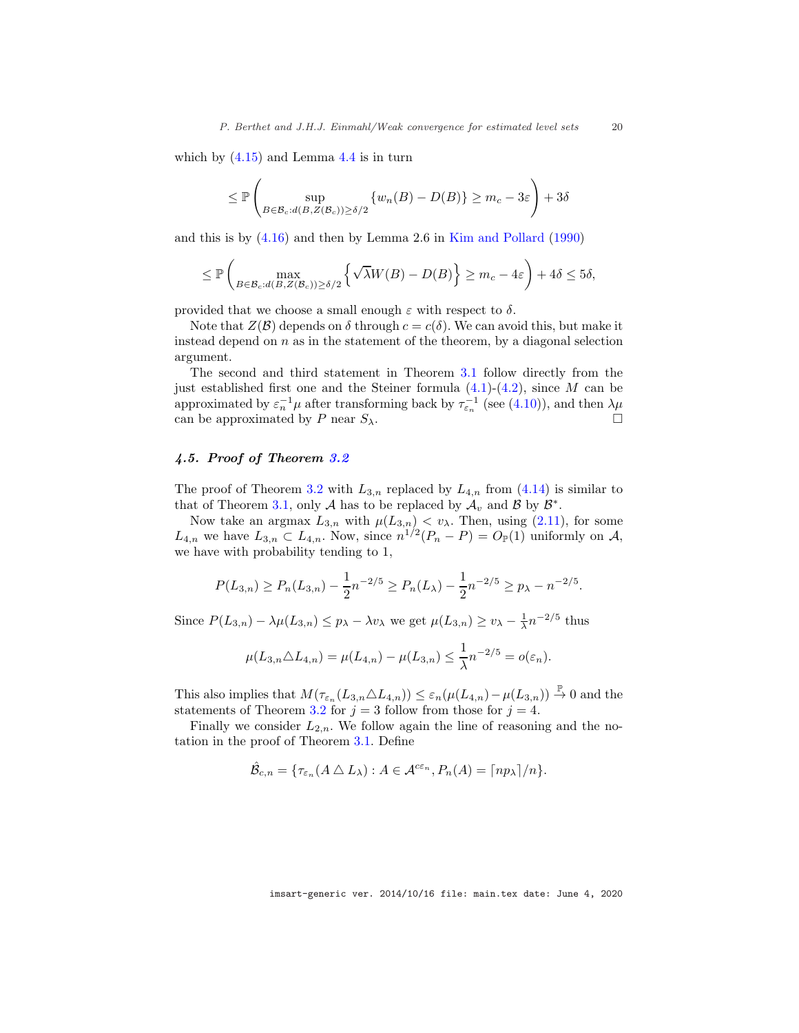which by (4.15) and Lemma 4.4 is in turn

$$\leq \mathbb{P}\left(\sup_{B\in\mathcal{B}_c:d(B,Z(\mathcal{B}_c))\geq\delta/2}\{w_n(B)-D(B)\}\geq m_c-3\varepsilon\right)+3\delta$$

and this is by (4.16) and then by Lemma 2.6 in Kim and Pollard (1990)

$$\leq \mathbb{P}\left(\max_{B\in\mathcal{B}_c:d(B,Z(\mathcal{B}_c))\geq\delta/2}\left\{\sqrt{\lambda}W(B)-D(B)\right\}\geq m_c-4\varepsilon\right)+4\delta\leq 5\delta,$$

provided that we choose a small enough $\varepsilon$ with respect to $\delta$.

Note that $Z(\mathcal{B})$ depends on $\delta$ through $c=c(\delta)$. We can avoid this, but make it instead depend on $n$ as in the statement of the theorem, by a diagonal selection argument.

The second and third statement in Theorem 3.1 follow directly from the just established first one and the Steiner formula (4.1)-(4.2), since $M$ can be approximated by $\varepsilon_n^{-1}\mu$ after transforming back by $\tau_{\varepsilon_n}^{-1}$ (see (4.10)), and then $\lambda\mu$ can be approximated by $P$ near $S_\lambda$. □

### 4.5. Proof of Theorem 3.2

The proof of Theorem 3.2 with $L_{3,n}$ replaced by $L_{4,n}$ from (4.14) is similar to that of Theorem 3.1, only $\mathcal{A}$ has to be replaced by $\mathcal{A}_v$ and $\mathcal{B}$ by $\mathcal{B}^*$.

Now take an argmax $L_{3,n}$ with $\mu(L_{3,n})<v_\lambda$. Then, using (2.11), for some $L_{4,n}$ we have $L_{3,n}\subset L_{4,n}$. Now, since $n^{1/2}(P_n-P)=O_{\mathbb{P}}(1)$ uniformly on $\mathcal{A}$, we have with probability tending to 1,

$$P(L_{3,n})\geq P_n(L_{3,n})-\frac{1}{2}n^{-2/5}\geq P_n(L_\lambda)-\frac{1}{2}n^{-2/5}\geq p_\lambda-n^{-2/5}.$$

Since $P(L_{3,n})-\lambda\mu(L_{3,n})\leq p_\lambda-\lambda v_\lambda$ we get $\mu(L_{3,n})\geq v_\lambda-\frac{1}{\lambda}n^{-2/5}$ thus

$$\mu(L_{3,n}\triangle L_{4,n})=\mu(L_{4,n})-\mu(L_{3,n})\leq\frac{1}{\lambda}n^{-2/5}=o(\varepsilon_n).$$

This also implies that $M(\tau_{\varepsilon_n}(L_{3,n}\triangle L_{4,n}))\leq\varepsilon_n(\mu(L_{4,n})-\mu(L_{3,n}))\overset{\mathbb{P}}{\to}0$ and the statements of Theorem 3.2 for $j=3$ follow from those for $j=4$.

Finally we consider $L_{2,n}$. We follow again the line of reasoning and the notation in the proof of Theorem 3.1. Define

$$\hat{\mathcal{B}}_{c,n}=\{\tau_{\varepsilon_n}(A\triangle L_\lambda):A\in\mathcal{A}^{c\varepsilon_n},P_n(A)=\lceil np_\lambda\rceil/n\}.$$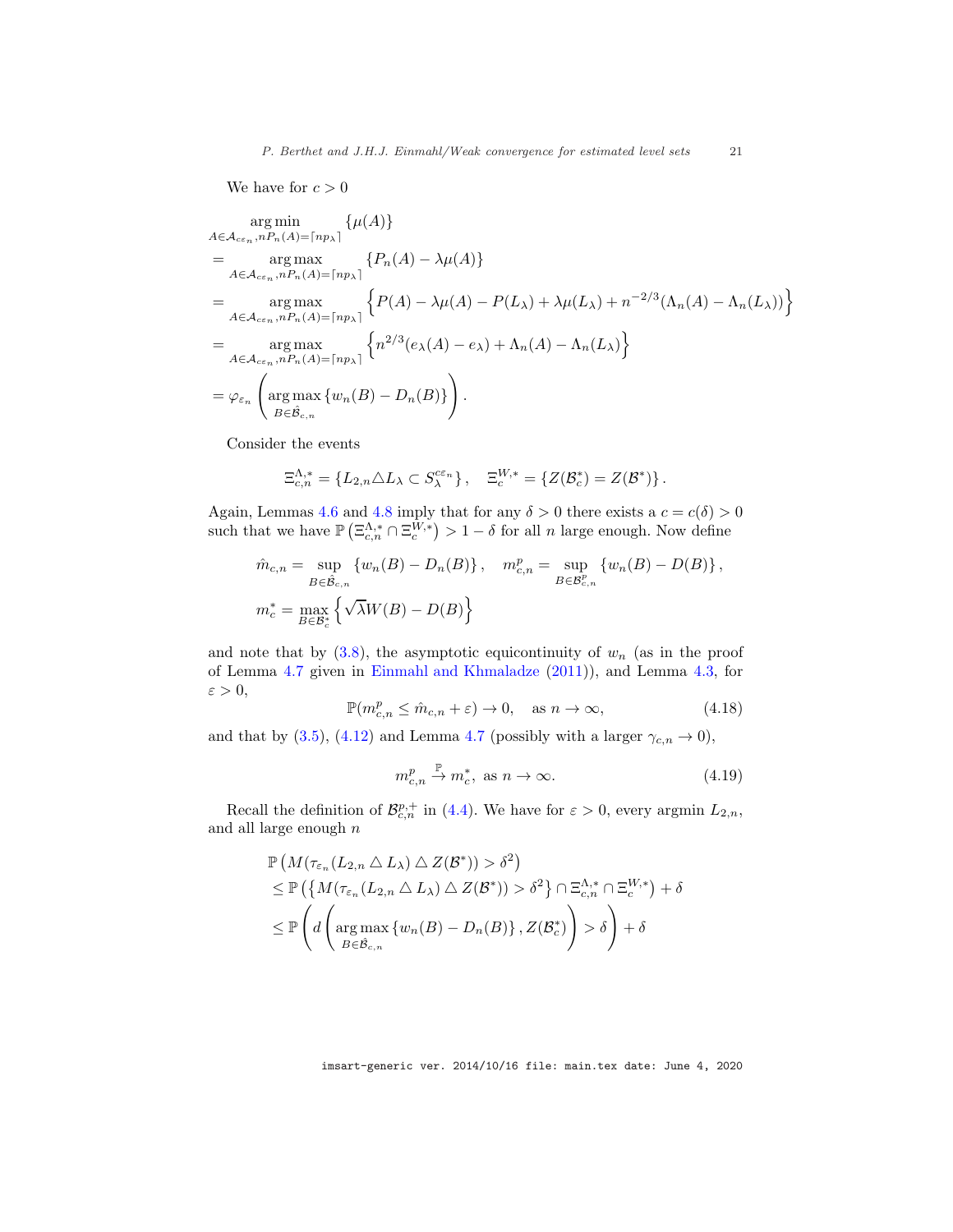We have for $c > 0$

$$
\begin{aligned}
&\underset{A\in\mathcal{A}_{c\varepsilon_n},nP_n(A)=\lceil np_\lambda\rceil}{\arg\min}\{\mu(A)\}\\
&=\underset{A\in\mathcal{A}_{c\varepsilon_n},nP_n(A)=\lceil np_\lambda\rceil}{\arg\max}\{P_n(A)-\lambda\mu(A)\}\\
&=\underset{A\in\mathcal{A}_{c\varepsilon_n},nP_n(A)=\lceil np_\lambda\rceil}{\arg\max}\left\{P(A)-\lambda\mu(A)-P(L_\lambda)+\lambda\mu(L_\lambda)+n^{-2/3}(\Lambda_n(A)-\Lambda_n(L_\lambda))\right\}\\
&=\underset{A\in\mathcal{A}_{c\varepsilon_n},nP_n(A)=\lceil np_\lambda\rceil}{\arg\max}\left\{n^{2/3}(e_\lambda(A)-e_\lambda)+\Lambda_n(A)-\Lambda_n(L_\lambda)\right\}\\
&=\varphi_{\varepsilon_n}\left(\underset{B\in\hat{\mathcal{B}}_{c,n}}{\arg\max}\{w_n(B)-D_n(B)\}\right).
\end{aligned}
$$

Consider the events

$$
\Xi^{\Lambda,*}_{c,n}=\left\{L_{2,n}\triangle L_\lambda\subset S_\lambda^{c\varepsilon_n}\right\},\quad \Xi^{W,*}_{c}=\left\{Z(\mathcal{B}^*_c)=Z(\mathcal{B}^*)\right\}.
$$

Again, Lemmas 4.6 and 4.8 imply that for any $\delta>0$ there exists a $c=c(\delta)>0$ such that we have $\mathbb{P}\left(\Xi^{\Lambda,*}_{c,n}\cap\Xi^{W,*}_{c}\right)>1-\delta$ for all $n$ large enough. Now define

$$
\hat{m}_{c,n}=\sup_{B\in\hat{\mathcal{B}}_{c,n}}\{w_n(B)-D_n(B)\},\quad m^p_{c,n}=\sup_{B\in\mathcal{B}^p_{c,n}}\{w_n(B)-D(B)\},
$$
$$
m^*_c=\max_{B\in\mathcal{B}^*_c}\left\{\sqrt{\lambda}W(B)-D(B)\right\}
$$

and note that by (3.8), the asymptotic equicontinuity of $w_n$ (as in the proof of Lemma 4.7 given in Einmahl and Khmaladze (2011)), and Lemma 4.3, for $\varepsilon>0$,

$$
\mathbb{P}(m^p_{c,n}\le\hat{m}_{c,n}+\varepsilon)\to 0,\quad \text{as } n\to\infty, \tag{4.18}
$$

and that by (3.5), (4.12) and Lemma 4.7 (possibly with a larger $\gamma_{c,n}\to 0$),

$$
m^p_{c,n}\overset{\mathbb{P}}{\to}m^*_c,\ \text{as } n\to\infty. \tag{4.19}
$$

Recall the definition of $\mathcal{B}^{p,+}_{c,n}$ in (4.4). We have for $\varepsilon>0$, every argmin $L_{2,n}$, and all large enough $n$

$$
\begin{aligned}
&\mathbb{P}\left(M(\tau_{\varepsilon_n}(L_{2,n}\triangle L_\lambda)\triangle Z(\mathcal{B}^*))>\delta^2\right)\\
&\le\mathbb{P}\left(\left\{M(\tau_{\varepsilon_n}(L_{2,n}\triangle L_\lambda)\triangle Z(\mathcal{B}^*))>\delta^2\right\}\cap\Xi^{\Lambda,*}_{c,n}\cap\Xi^{W,*}_{c}\right)+\delta\\
&\le\mathbb{P}\left(d\left(\underset{B\in\hat{\mathcal{B}}_{c,n}}{\arg\max}\{w_n(B)-D_n(B)\},Z(\mathcal{B}^*_c)\right)>\delta\right)+\delta
\end{aligned}
$$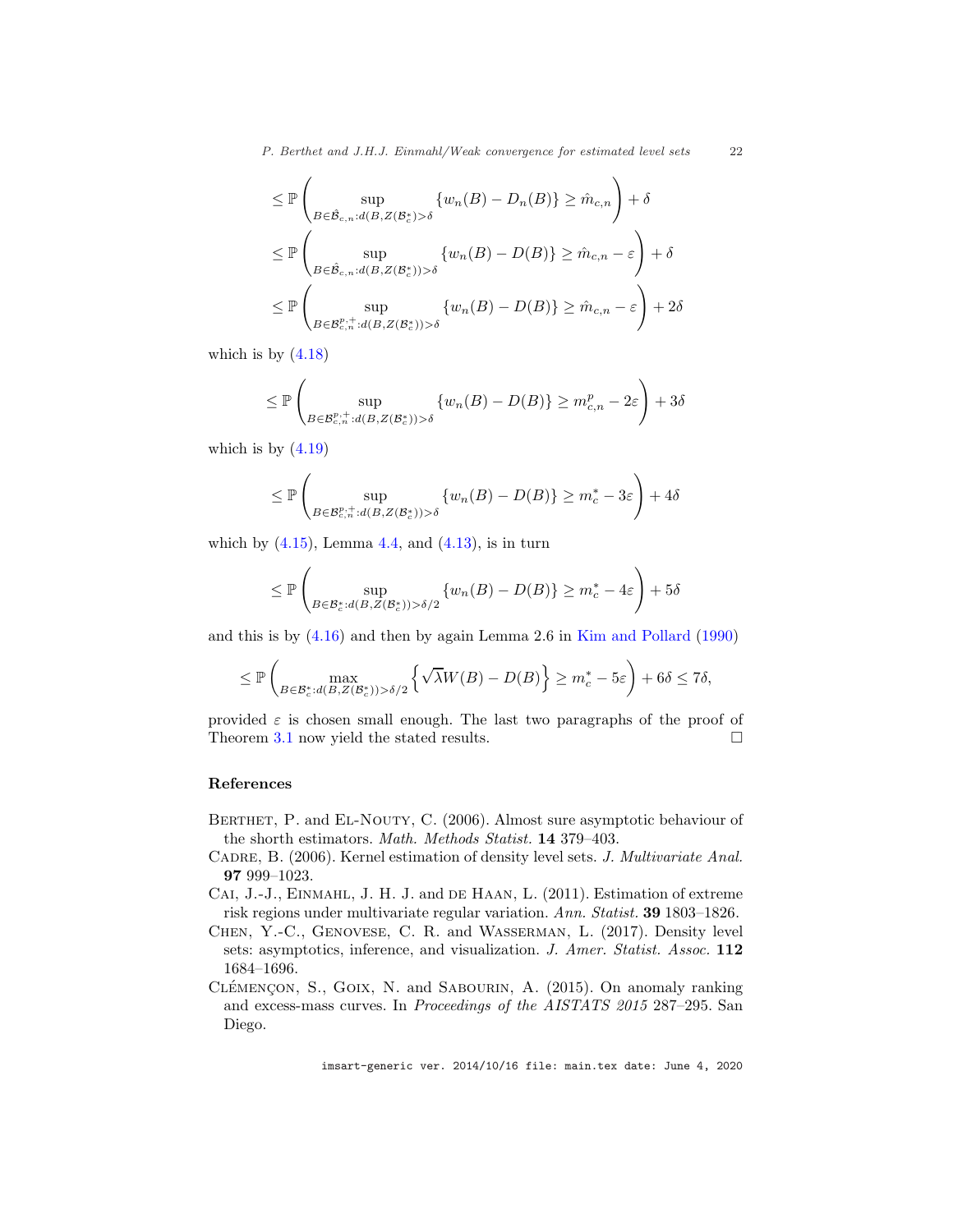$$\leq \mathbb{P}\left( \sup_{B \in \hat{\mathcal{B}}_{c,n}: d(B, Z(\mathcal{B}_c^*) > \delta} \{w_n(B) - D_n(B)\} \geq \hat{m}_{c,n} \right) + \delta$$

$$\leq \mathbb{P}\left( \sup_{B \in \hat{\mathcal{B}}_{c,n}: d(B, Z(\mathcal{B}_c^*)) > \delta} \{w_n(B) - D(B)\} \geq \hat{m}_{c,n} - \varepsilon \right) + \delta$$

$$\leq \mathbb{P}\left( \sup_{B \in \mathcal{B}_{c,n}^{p,+}: d(B, Z(\mathcal{B}_c^*)) > \delta} \{w_n(B) - D(B)\} \geq \hat{m}_{c,n} - \varepsilon \right) + 2\delta$$

which is by (4.18)

$$\leq \mathbb{P}\left( \sup_{B \in \mathcal{B}_{c,n}^{p,+}: d(B, Z(\mathcal{B}_c^*)) > \delta} \{w_n(B) - D(B)\} \geq m_{c,n}^{p} - 2\varepsilon \right) + 3\delta$$

which is by (4.19)

$$\leq \mathbb{P}\left( \sup_{B \in \mathcal{B}_{c,n}^{p,+}: d(B, Z(\mathcal{B}_c^*)) > \delta} \{w_n(B) - D(B)\} \geq m_c^* - 3\varepsilon \right) + 4\delta$$

which by (4.15), Lemma 4.4, and (4.13), is in turn

$$\leq \mathbb{P}\left( \sup_{B \in \mathcal{B}_c^*: d(B, Z(\mathcal{B}_c^*)) > \delta/2} \{w_n(B) - D(B)\} \geq m_c^* - 4\varepsilon \right) + 5\delta$$

and this is by (4.16) and then by again Lemma 2.6 in Kim and Pollard (1990)

$$\leq \mathbb{P}\left( \max_{B \in \mathcal{B}_c^*: d(B, Z(\mathcal{B}_c^*)) > \delta/2} \left\{ \sqrt{\lambda} W(B) - D(B) \right\} \geq m_c^* - 5\varepsilon \right) + 6\delta \leq 7\delta,$$

provided $\varepsilon$ is chosen small enough. The last two paragraphs of the proof of Theorem 3.1 now yield the stated results. □

## References

Berthet, P. and El-Nouty, C. (2006). Almost sure asymptotic behaviour of the shorth estimators. *Math. Methods Statist.* **14** 379–403.

Cadre, B. (2006). Kernel estimation of density level sets. *J. Multivariate Anal.* **97** 999–1023.

Cai, J.-J., Einmahl, J. H. J. and de Haan, L. (2011). Estimation of extreme risk regions under multivariate regular variation. *Ann. Statist.* **39** 1803–1826.

Chen, Y.-C., Genovese, C. R. and Wasserman, L. (2017). Density level sets: asymptotics, inference, and visualization. *J. Amer. Statist. Assoc.* **112** 1684–1696.

Clémençon, S., Goix, N. and Sabourin, A. (2015). On anomaly ranking and excess-mass curves. In *Proceedings of the AISTATS 2015* 287–295. San Diego.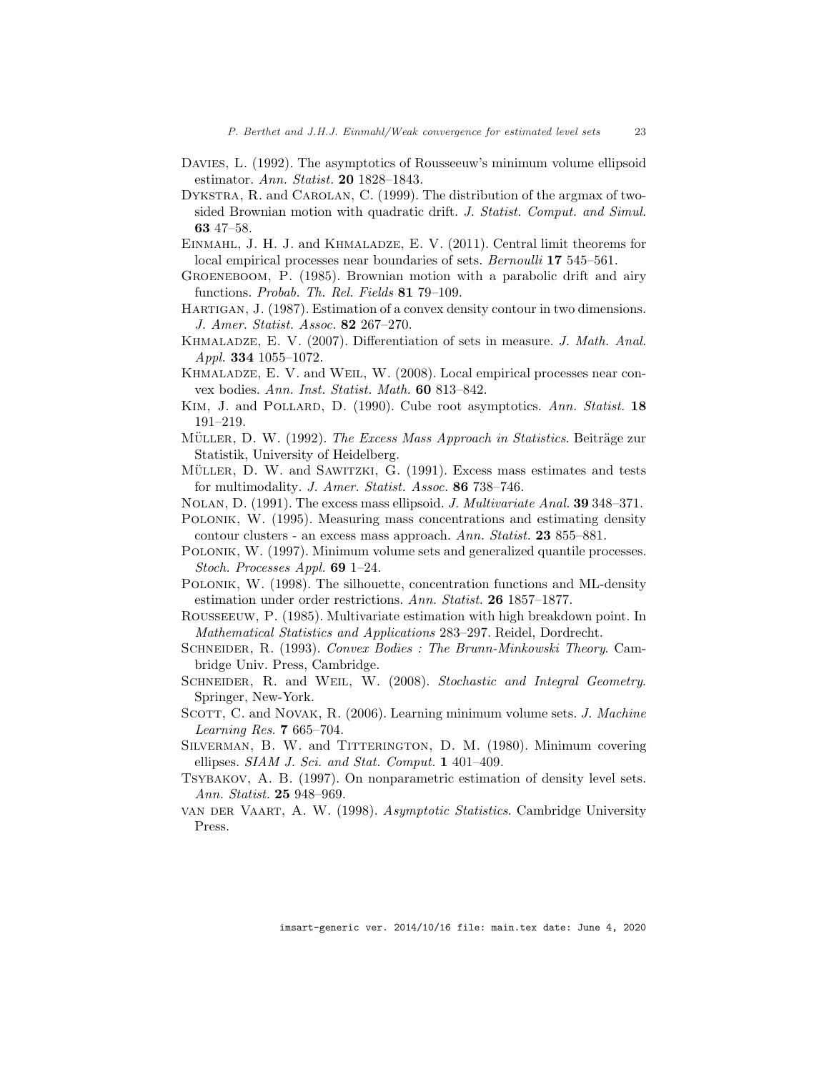Davies, L. (1992). The asymptotics of Rousseeuw's minimum volume ellipsoid estimator. *Ann. Statist.* **20** 1828–1843.

Dykstra, R. and Carolan, C. (1999). The distribution of the argmax of two-sided Brownian motion with quadratic drift. *J. Statist. Comput. and Simul.* **63** 47–58.

Einmahl, J. H. J. and Khmaladze, E. V. (2011). Central limit theorems for local empirical processes near boundaries of sets. *Bernoulli* **17** 545–561.

Groeneboom, P. (1985). Brownian motion with a parabolic drift and airy functions. *Probab. Th. Rel. Fields* **81** 79–109.

Hartigan, J. (1987). Estimation of a convex density contour in two dimensions. *J. Amer. Statist. Assoc.* **82** 267–270.

Khmaladze, E. V. (2007). Differentiation of sets in measure. *J. Math. Anal. Appl.* **334** 1055–1072.

Khmaladze, E. V. and Weil, W. (2008). Local empirical processes near convex bodies. *Ann. Inst. Statist. Math.* **60** 813–842.

Kim, J. and Pollard, D. (1990). Cube root asymptotics. *Ann. Statist.* **18** 191–219.

Müller, D. W. (1992). *The Excess Mass Approach in Statistics*. Beiträge zur Statistik, University of Heidelberg.

Müller, D. W. and Sawitzki, G. (1991). Excess mass estimates and tests for multimodality. *J. Amer. Statist. Assoc.* **86** 738–746.

Nolan, D. (1991). The excess mass ellipsoid. *J. Multivariate Anal.* **39** 348–371.

Polonik, W. (1995). Measuring mass concentrations and estimating density contour clusters - an excess mass approach. *Ann. Statist.* **23** 855–881.

Polonik, W. (1997). Minimum volume sets and generalized quantile processes. *Stoch. Processes Appl.* **69** 1–24.

Polonik, W. (1998). The silhouette, concentration functions and ML-density estimation under order restrictions. *Ann. Statist.* **26** 1857–1877.

Rousseeuw, P. (1985). Multivariate estimation with high breakdown point. In *Mathematical Statistics and Applications* 283–297. Reidel, Dordrecht.

Schneider, R. (1993). *Convex Bodies : The Brunn-Minkowski Theory*. Cambridge Univ. Press, Cambridge.

Schneider, R. and Weil, W. (2008). *Stochastic and Integral Geometry*. Springer, New-York.

Scott, C. and Novak, R. (2006). Learning minimum volume sets. *J. Machine Learning Res.* **7** 665–704.

Silverman, B. W. and Titterington, D. M. (1980). Minimum covering ellipses. *SIAM J. Sci. and Stat. Comput.* **1** 401–409.

Tsybakov, A. B. (1997). On nonparametric estimation of density level sets. *Ann. Statist.* **25** 948–969.

van der Vaart, A. W. (1998). *Asymptotic Statistics*. Cambridge University Press.